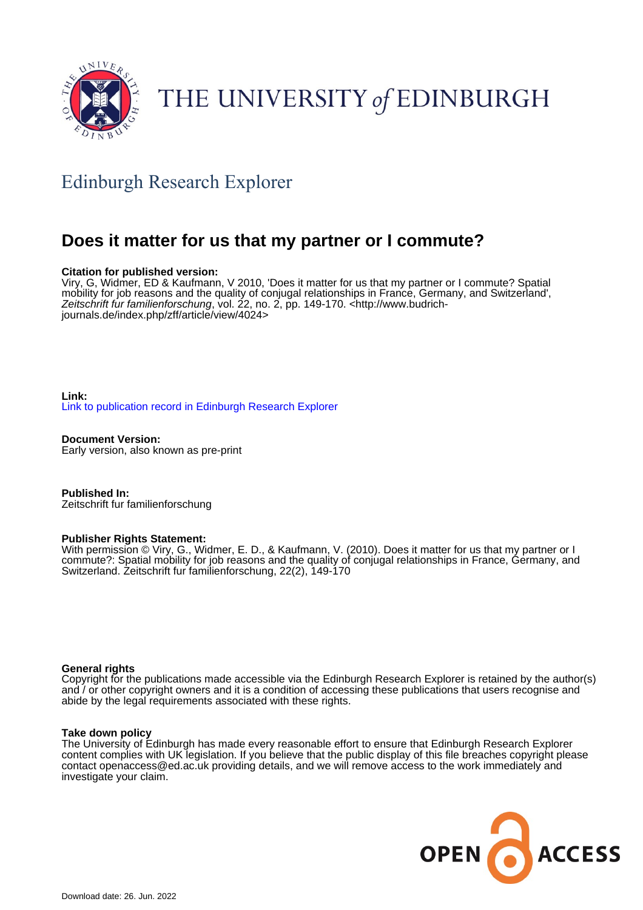THE UNIVERSITY *of* EDINBURGH

## Edinburgh Research Explorer

# Does it matter for us that my partner or I commute?

**Citation for published version:**
Viry, G, Widmer, ED & Kaufmann, V 2010, 'Does it matter for us that my partner or I commute? Spatial mobility for job reasons and the quality of conjugal relationships in France, Germany, and Switzerland', *Zeitschrift fur familienforschung*, vol. 22, no. 2, pp. 149-170. <http://www.budrich-journals.de/index.php/zff/article/view/4024>

**Link:**
Link to publication record in Edinburgh Research Explorer

**Document Version:**
Early version, also known as pre-print

**Published In:**
Zeitschrift fur familienforschung

**Publisher Rights Statement:**
With permission © Viry, G., Widmer, E. D., & Kaufmann, V. (2010). Does it matter for us that my partner or I commute?: Spatial mobility for job reasons and the quality of conjugal relationships in France, Germany, and Switzerland. Zeitschrift fur familienforschung, 22(2), 149-170

**General rights**
Copyright for the publications made accessible via the Edinburgh Research Explorer is retained by the author(s) and / or other copyright owners and it is a condition of accessing these publications that users recognise and abide by the legal requirements associated with these rights.

**Take down policy**
The University of Edinburgh has made every reasonable effort to ensure that Edinburgh Research Explorer content complies with UK legislation. If you believe that the public display of this file breaches copyright please contact openaccess@ed.ac.uk providing details, and we will remove access to the work immediately and investigate your claim.

Download date: 26. Jun. 2022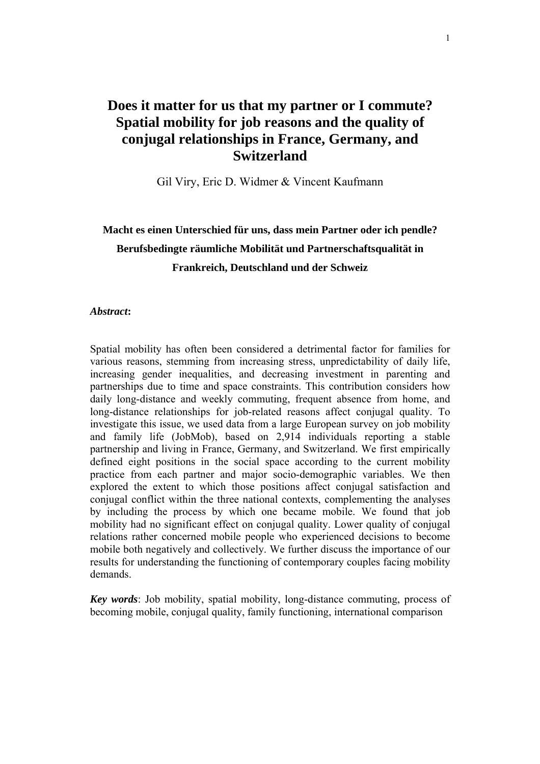# Does it matter for us that my partner or I commute? Spatial mobility for job reasons and the quality of conjugal relationships in France, Germany, and Switzerland

Gil Viry, Eric D. Widmer & Vincent Kaufmann

**Macht es einen Unterschied für uns, dass mein Partner oder ich pendle? Berufsbedingte räumliche Mobilität und Partnerschaftsqualität in Frankreich, Deutschland und der Schweiz**

***Abstract*:**

Spatial mobility has often been considered a detrimental factor for families for various reasons, stemming from increasing stress, unpredictability of daily life, increasing gender inequalities, and decreasing investment in parenting and partnerships due to time and space constraints. This contribution considers how daily long-distance and weekly commuting, frequent absence from home, and long-distance relationships for job-related reasons affect conjugal quality. To investigate this issue, we used data from a large European survey on job mobility and family life (JobMob), based on 2,914 individuals reporting a stable partnership and living in France, Germany, and Switzerland. We first empirically defined eight positions in the social space according to the current mobility practice from each partner and major socio-demographic variables. We then explored the extent to which those positions affect conjugal satisfaction and conjugal conflict within the three national contexts, complementing the analyses by including the process by which one became mobile. We found that job mobility had no significant effect on conjugal quality. Lower quality of conjugal relations rather concerned mobile people who experienced decisions to become mobile both negatively and collectively. We further discuss the importance of our results for understanding the functioning of contemporary couples facing mobility demands.

***Key words***: Job mobility, spatial mobility, long-distance commuting, process of becoming mobile, conjugal quality, family functioning, international comparison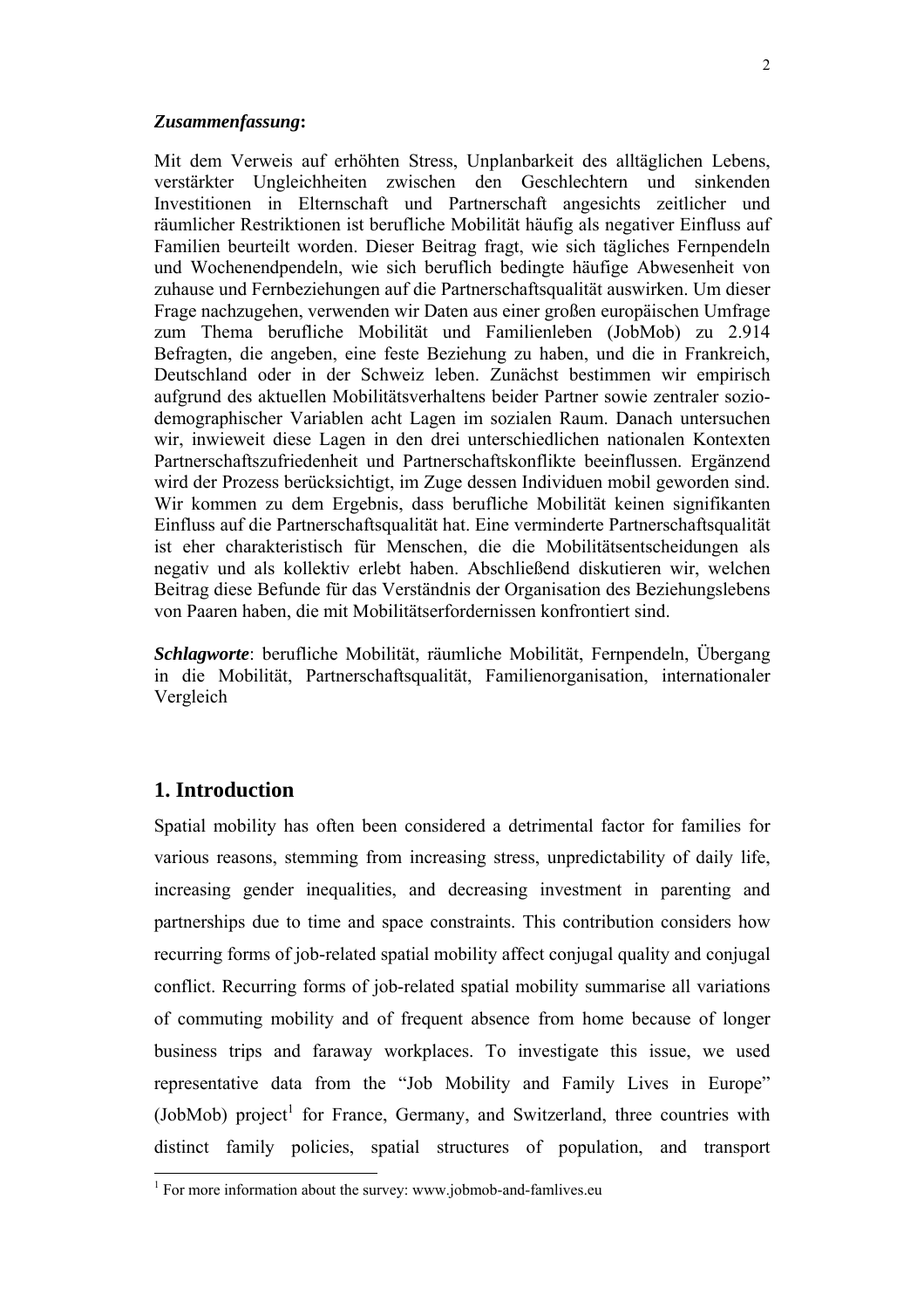***Zusammenfassung*:**

Mit dem Verweis auf erhöhten Stress, Unplanbarkeit des alltäglichen Lebens, verstärkter Ungleichheiten zwischen den Geschlechtern und sinkenden Investitionen in Elternschaft und Partnerschaft angesichts zeitlicher und räumlicher Restriktionen ist berufliche Mobilität häufig als negativer Einfluss auf Familien beurteilt worden. Dieser Beitrag fragt, wie sich tägliches Fernpendeln und Wochenendpendeln, wie sich beruflich bedingte häufige Abwesenheit von zuhause und Fernbeziehungen auf die Partnerschaftsqualität auswirken. Um dieser Frage nachzugehen, verwenden wir Daten aus einer großen europäischen Umfrage zum Thema berufliche Mobilität und Familienleben (JobMob) zu 2.914 Befragten, die angeben, eine feste Beziehung zu haben, und die in Frankreich, Deutschland oder in der Schweiz leben. Zunächst bestimmen wir empirisch aufgrund des aktuellen Mobilitätsverhaltens beider Partner sowie zentraler sozio-demographischer Variablen acht Lagen im sozialen Raum. Danach untersuchen wir, inwieweit diese Lagen in den drei unterschiedlichen nationalen Kontexten Partnerschaftszufriedenheit und Partnerschaftskonflikte beeinflussen. Ergänzend wird der Prozess berücksichtigt, im Zuge dessen Individuen mobil geworden sind. Wir kommen zu dem Ergebnis, dass berufliche Mobilität keinen signifikanten Einfluss auf die Partnerschaftsqualität hat. Eine verminderte Partnerschaftsqualität ist eher charakteristisch für Menschen, die die Mobilitätsentscheidungen als negativ und als kollektiv erlebt haben. Abschließend diskutieren wir, welchen Beitrag diese Befunde für das Verständnis der Organisation des Beziehungslebens von Paaren haben, die mit Mobilitätserfordernissen konfrontiert sind.

***Schlagworte***: berufliche Mobilität, räumliche Mobilität, Fernpendeln, Übergang in die Mobilität, Partnerschaftsqualität, Familienorganisation, internationaler Vergleich

## 1. Introduction

Spatial mobility has often been considered a detrimental factor for families for various reasons, stemming from increasing stress, unpredictability of daily life, increasing gender inequalities, and decreasing investment in parenting and partnerships due to time and space constraints. This contribution considers how recurring forms of job-related spatial mobility affect conjugal quality and conjugal conflict. Recurring forms of job-related spatial mobility summarise all variations of commuting mobility and of frequent absence from home because of longer business trips and faraway workplaces. To investigate this issue, we used representative data from the "Job Mobility and Family Lives in Europe" (JobMob) project[1] for France, Germany, and Switzerland, three countries with distinct family policies, spatial structures of population, and transport

[1] For more information about the survey: www.jobmob-and-famlives.eu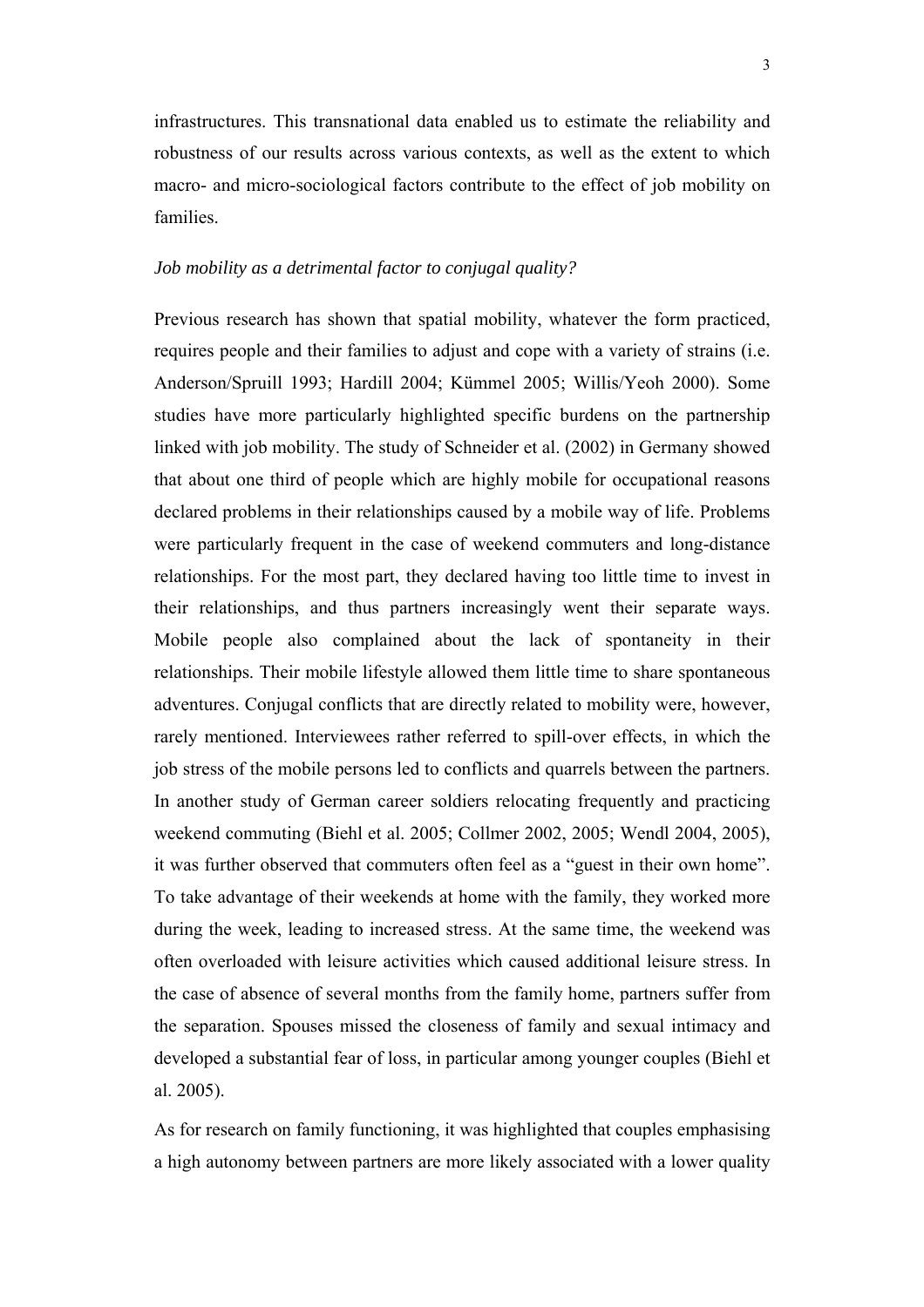infrastructures. This transnational data enabled us to estimate the reliability and robustness of our results across various contexts, as well as the extent to which macro- and micro-sociological factors contribute to the effect of job mobility on families.

### *Job mobility as a detrimental factor to conjugal quality?*

Previous research has shown that spatial mobility, whatever the form practiced, requires people and their families to adjust and cope with a variety of strains (i.e. Anderson/Spruill 1993; Hardill 2004; Kümmel 2005; Willis/Yeoh 2000). Some studies have more particularly highlighted specific burdens on the partnership linked with job mobility. The study of Schneider et al. (2002) in Germany showed that about one third of people which are highly mobile for occupational reasons declared problems in their relationships caused by a mobile way of life. Problems were particularly frequent in the case of weekend commuters and long-distance relationships. For the most part, they declared having too little time to invest in their relationships, and thus partners increasingly went their separate ways. Mobile people also complained about the lack of spontaneity in their relationships. Their mobile lifestyle allowed them little time to share spontaneous adventures. Conjugal conflicts that are directly related to mobility were, however, rarely mentioned. Interviewees rather referred to spill-over effects, in which the job stress of the mobile persons led to conflicts and quarrels between the partners. In another study of German career soldiers relocating frequently and practicing weekend commuting (Biehl et al. 2005; Collmer 2002, 2005; Wendl 2004, 2005), it was further observed that commuters often feel as a "guest in their own home". To take advantage of their weekends at home with the family, they worked more during the week, leading to increased stress. At the same time, the weekend was often overloaded with leisure activities which caused additional leisure stress. In the case of absence of several months from the family home, partners suffer from the separation. Spouses missed the closeness of family and sexual intimacy and developed a substantial fear of loss, in particular among younger couples (Biehl et al. 2005).

As for research on family functioning, it was highlighted that couples emphasising a high autonomy between partners are more likely associated with a lower quality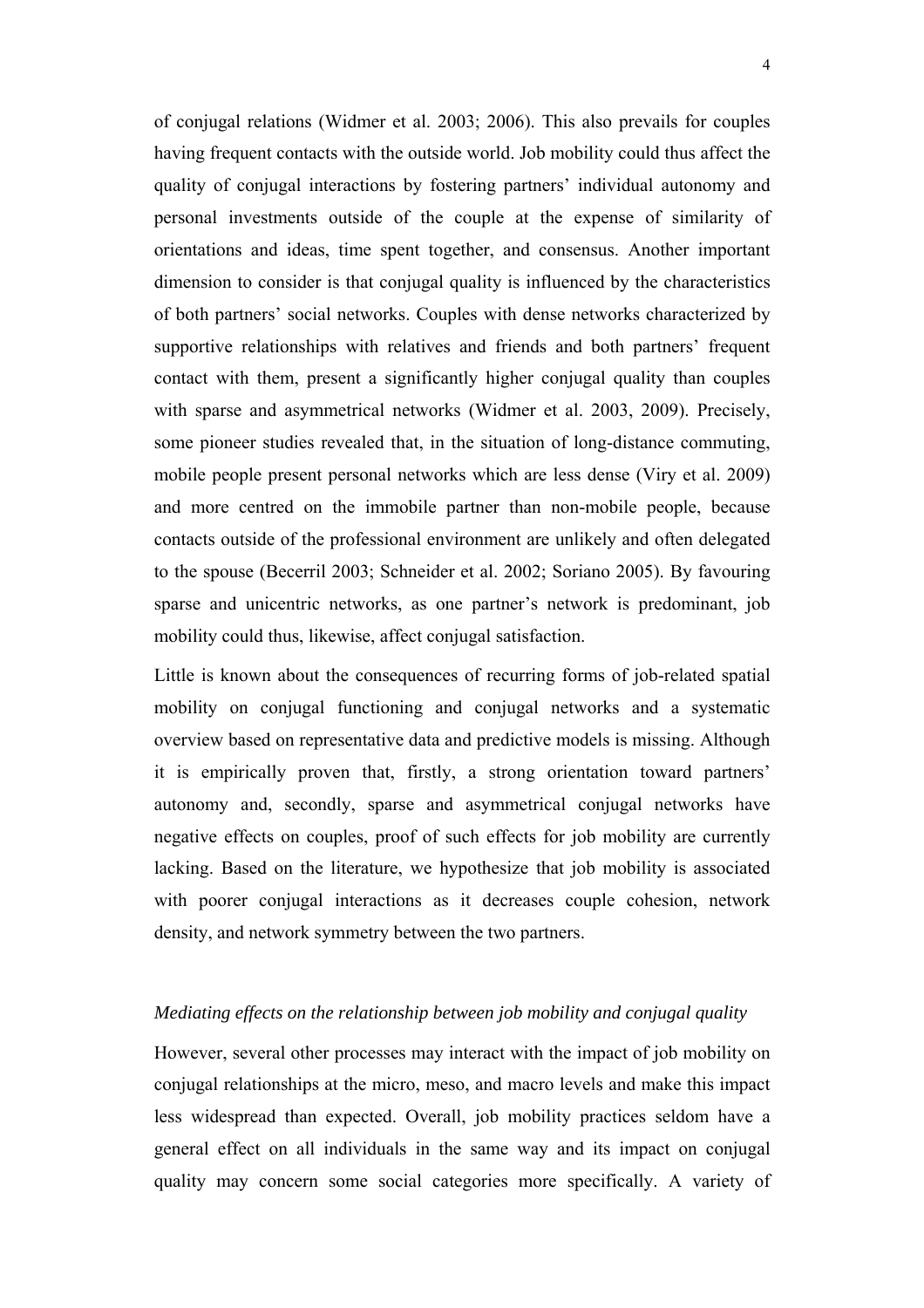of conjugal relations (Widmer et al. 2003; 2006). This also prevails for couples having frequent contacts with the outside world. Job mobility could thus affect the quality of conjugal interactions by fostering partners' individual autonomy and personal investments outside of the couple at the expense of similarity of orientations and ideas, time spent together, and consensus. Another important dimension to consider is that conjugal quality is influenced by the characteristics of both partners' social networks. Couples with dense networks characterized by supportive relationships with relatives and friends and both partners' frequent contact with them, present a significantly higher conjugal quality than couples with sparse and asymmetrical networks (Widmer et al. 2003, 2009). Precisely, some pioneer studies revealed that, in the situation of long-distance commuting, mobile people present personal networks which are less dense (Viry et al. 2009) and more centred on the immobile partner than non-mobile people, because contacts outside of the professional environment are unlikely and often delegated to the spouse (Becerril 2003; Schneider et al. 2002; Soriano 2005). By favouring sparse and unicentric networks, as one partner's network is predominant, job mobility could thus, likewise, affect conjugal satisfaction.

Little is known about the consequences of recurring forms of job-related spatial mobility on conjugal functioning and conjugal networks and a systematic overview based on representative data and predictive models is missing. Although it is empirically proven that, firstly, a strong orientation toward partners' autonomy and, secondly, sparse and asymmetrical conjugal networks have negative effects on couples, proof of such effects for job mobility are currently lacking. Based on the literature, we hypothesize that job mobility is associated with poorer conjugal interactions as it decreases couple cohesion, network density, and network symmetry between the two partners.

### *Mediating effects on the relationship between job mobility and conjugal quality*

However, several other processes may interact with the impact of job mobility on conjugal relationships at the micro, meso, and macro levels and make this impact less widespread than expected. Overall, job mobility practices seldom have a general effect on all individuals in the same way and its impact on conjugal quality may concern some social categories more specifically. A variety of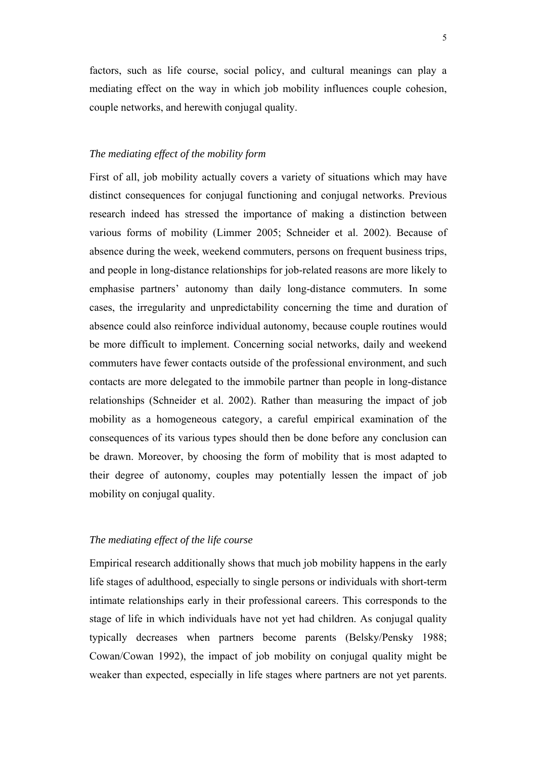factors, such as life course, social policy, and cultural meanings can play a mediating effect on the way in which job mobility influences couple cohesion, couple networks, and herewith conjugal quality.

### *The mediating effect of the mobility form*

First of all, job mobility actually covers a variety of situations which may have distinct consequences for conjugal functioning and conjugal networks. Previous research indeed has stressed the importance of making a distinction between various forms of mobility (Limmer 2005; Schneider et al. 2002). Because of absence during the week, weekend commuters, persons on frequent business trips, and people in long-distance relationships for job-related reasons are more likely to emphasise partners' autonomy than daily long-distance commuters. In some cases, the irregularity and unpredictability concerning the time and duration of absence could also reinforce individual autonomy, because couple routines would be more difficult to implement. Concerning social networks, daily and weekend commuters have fewer contacts outside of the professional environment, and such contacts are more delegated to the immobile partner than people in long-distance relationships (Schneider et al. 2002). Rather than measuring the impact of job mobility as a homogeneous category, a careful empirical examination of the consequences of its various types should then be done before any conclusion can be drawn. Moreover, by choosing the form of mobility that is most adapted to their degree of autonomy, couples may potentially lessen the impact of job mobility on conjugal quality.

### *The mediating effect of the life course*

Empirical research additionally shows that much job mobility happens in the early life stages of adulthood, especially to single persons or individuals with short-term intimate relationships early in their professional careers. This corresponds to the stage of life in which individuals have not yet had children. As conjugal quality typically decreases when partners become parents (Belsky/Pensky 1988; Cowan/Cowan 1992), the impact of job mobility on conjugal quality might be weaker than expected, especially in life stages where partners are not yet parents.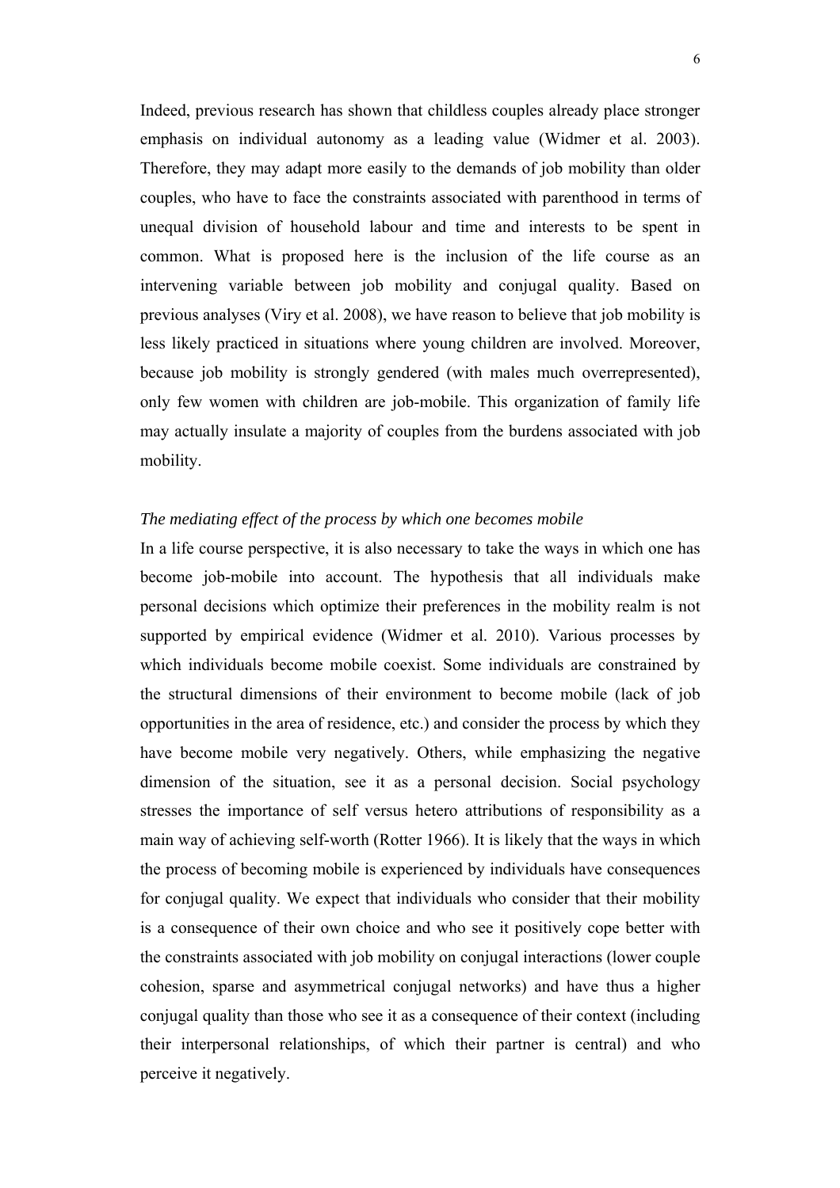Indeed, previous research has shown that childless couples already place stronger emphasis on individual autonomy as a leading value (Widmer et al. 2003). Therefore, they may adapt more easily to the demands of job mobility than older couples, who have to face the constraints associated with parenthood in terms of unequal division of household labour and time and interests to be spent in common. What is proposed here is the inclusion of the life course as an intervening variable between job mobility and conjugal quality. Based on previous analyses (Viry et al. 2008), we have reason to believe that job mobility is less likely practiced in situations where young children are involved. Moreover, because job mobility is strongly gendered (with males much overrepresented), only few women with children are job-mobile. This organization of family life may actually insulate a majority of couples from the burdens associated with job mobility.

*The mediating effect of the process by which one becomes mobile*

In a life course perspective, it is also necessary to take the ways in which one has become job-mobile into account. The hypothesis that all individuals make personal decisions which optimize their preferences in the mobility realm is not supported by empirical evidence (Widmer et al. 2010). Various processes by which individuals become mobile coexist. Some individuals are constrained by the structural dimensions of their environment to become mobile (lack of job opportunities in the area of residence, etc.) and consider the process by which they have become mobile very negatively. Others, while emphasizing the negative dimension of the situation, see it as a personal decision. Social psychology stresses the importance of self versus hetero attributions of responsibility as a main way of achieving self-worth (Rotter 1966). It is likely that the ways in which the process of becoming mobile is experienced by individuals have consequences for conjugal quality. We expect that individuals who consider that their mobility is a consequence of their own choice and who see it positively cope better with the constraints associated with job mobility on conjugal interactions (lower couple cohesion, sparse and asymmetrical conjugal networks) and have thus a higher conjugal quality than those who see it as a consequence of their context (including their interpersonal relationships, of which their partner is central) and who perceive it negatively.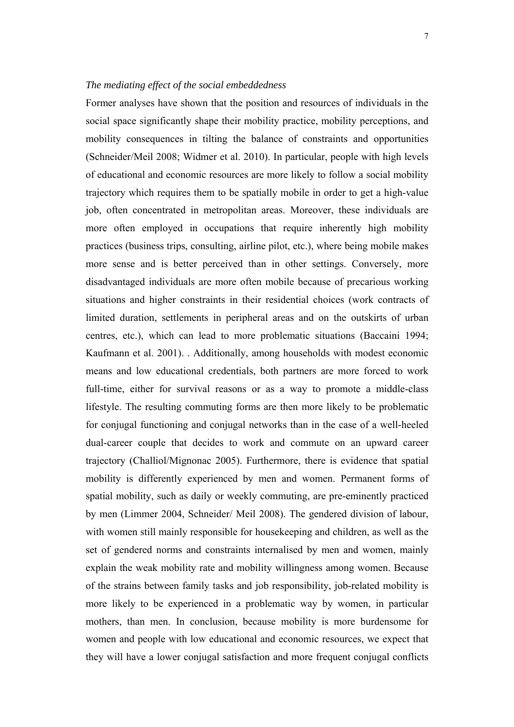*The mediating effect of the social embeddedness*

Former analyses have shown that the position and resources of individuals in the social space significantly shape their mobility practice, mobility perceptions, and mobility consequences in tilting the balance of constraints and opportunities (Schneider/Meil 2008; Widmer et al. 2010). In particular, people with high levels of educational and economic resources are more likely to follow a social mobility trajectory which requires them to be spatially mobile in order to get a high-value job, often concentrated in metropolitan areas. Moreover, these individuals are more often employed in occupations that require inherently high mobility practices (business trips, consulting, airline pilot, etc.), where being mobile makes more sense and is better perceived than in other settings. Conversely, more disadvantaged individuals are more often mobile because of precarious working situations and higher constraints in their residential choices (work contracts of limited duration, settlements in peripheral areas and on the outskirts of urban centres, etc.), which can lead to more problematic situations (Baccaini 1994; Kaufmann et al. 2001). . Additionally, among households with modest economic means and low educational credentials, both partners are more forced to work full-time, either for survival reasons or as a way to promote a middle-class lifestyle. The resulting commuting forms are then more likely to be problematic for conjugal functioning and conjugal networks than in the case of a well-heeled dual-career couple that decides to work and commute on an upward career trajectory (Challiol/Mignonac 2005). Furthermore, there is evidence that spatial mobility is differently experienced by men and women. Permanent forms of spatial mobility, such as daily or weekly commuting, are pre-eminently practiced by men (Limmer 2004, Schneider/ Meil 2008). The gendered division of labour, with women still mainly responsible for housekeeping and children, as well as the set of gendered norms and constraints internalised by men and women, mainly explain the weak mobility rate and mobility willingness among women. Because of the strains between family tasks and job responsibility, job-related mobility is more likely to be experienced in a problematic way by women, in particular mothers, than men. In conclusion, because mobility is more burdensome for women and people with low educational and economic resources, we expect that they will have a lower conjugal satisfaction and more frequent conjugal conflicts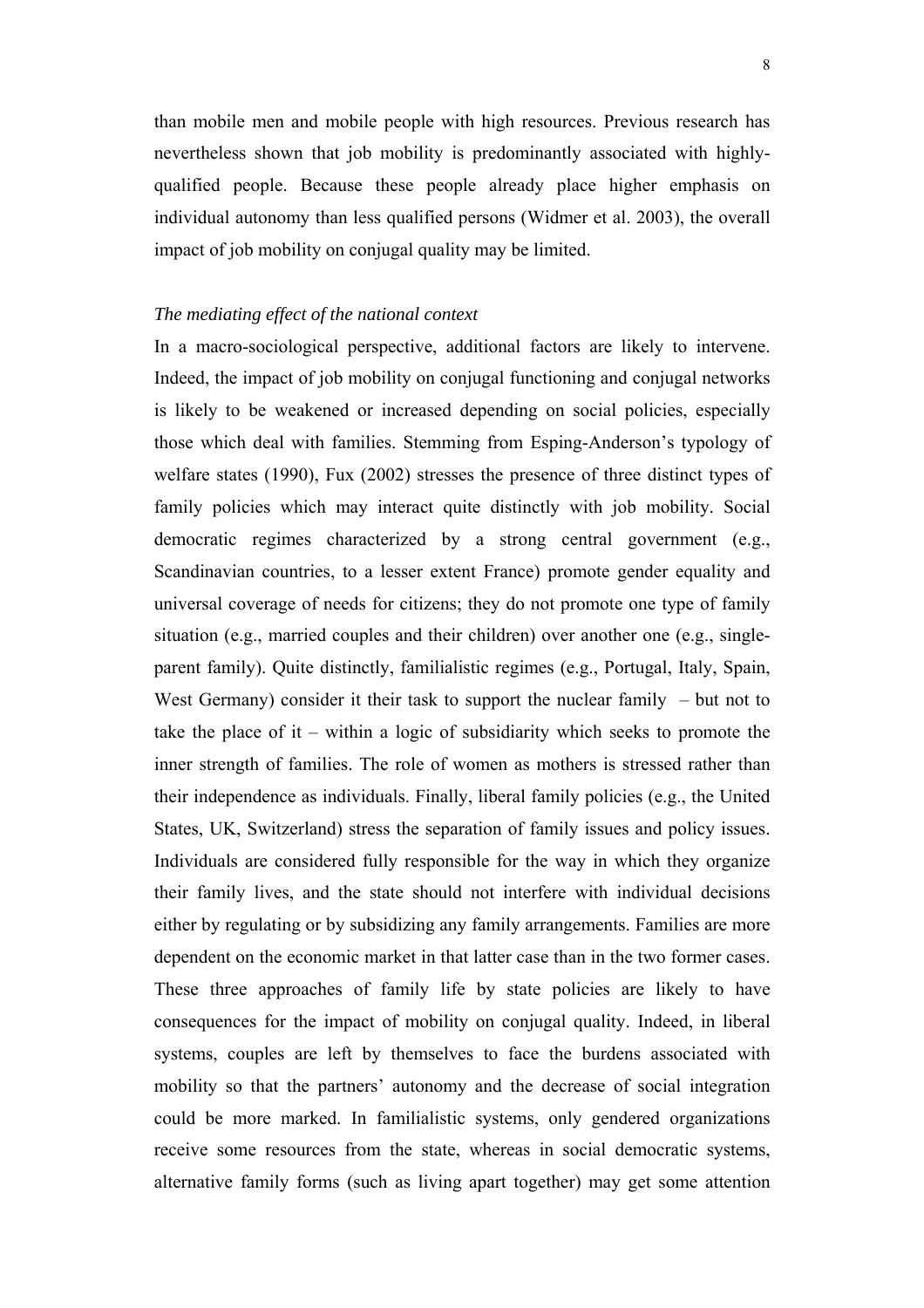than mobile men and mobile people with high resources. Previous research has nevertheless shown that job mobility is predominantly associated with highly-qualified people. Because these people already place higher emphasis on individual autonomy than less qualified persons (Widmer et al. 2003), the overall impact of job mobility on conjugal quality may be limited.

*The mediating effect of the national context*

In a macro-sociological perspective, additional factors are likely to intervene. Indeed, the impact of job mobility on conjugal functioning and conjugal networks is likely to be weakened or increased depending on social policies, especially those which deal with families. Stemming from Esping-Anderson's typology of welfare states (1990), Fux (2002) stresses the presence of three distinct types of family policies which may interact quite distinctly with job mobility. Social democratic regimes characterized by a strong central government (e.g., Scandinavian countries, to a lesser extent France) promote gender equality and universal coverage of needs for citizens; they do not promote one type of family situation (e.g., married couples and their children) over another one (e.g., single-parent family). Quite distinctly, familialistic regimes (e.g., Portugal, Italy, Spain, West Germany) consider it their task to support the nuclear family – but not to take the place of it – within a logic of subsidiarity which seeks to promote the inner strength of families. The role of women as mothers is stressed rather than their independence as individuals. Finally, liberal family policies (e.g., the United States, UK, Switzerland) stress the separation of family issues and policy issues. Individuals are considered fully responsible for the way in which they organize their family lives, and the state should not interfere with individual decisions either by regulating or by subsidizing any family arrangements. Families are more dependent on the economic market in that latter case than in the two former cases. These three approaches of family life by state policies are likely to have consequences for the impact of mobility on conjugal quality. Indeed, in liberal systems, couples are left by themselves to face the burdens associated with mobility so that the partners' autonomy and the decrease of social integration could be more marked. In familialistic systems, only gendered organizations receive some resources from the state, whereas in social democratic systems, alternative family forms (such as living apart together) may get some attention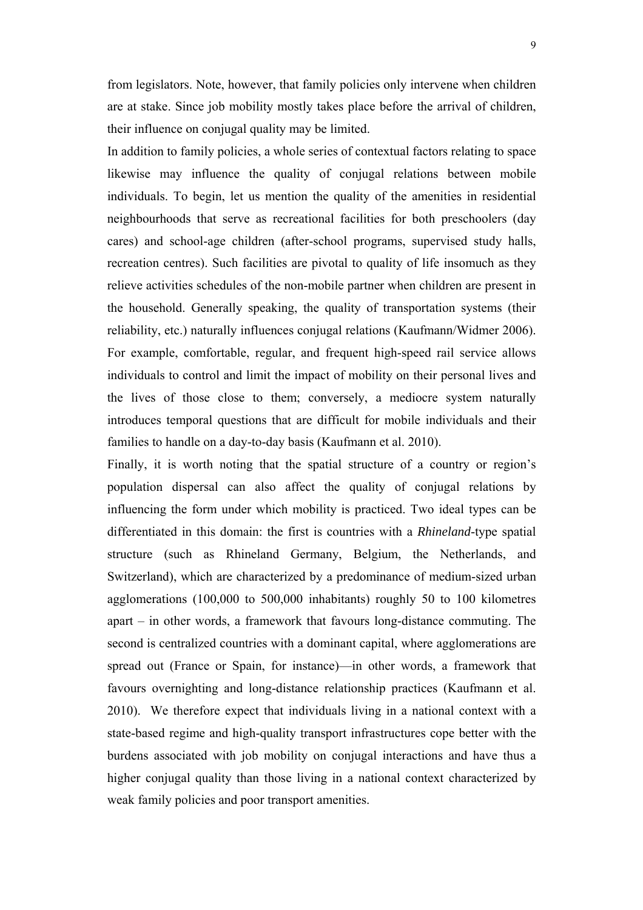from legislators. Note, however, that family policies only intervene when children are at stake. Since job mobility mostly takes place before the arrival of children, their influence on conjugal quality may be limited.

In addition to family policies, a whole series of contextual factors relating to space likewise may influence the quality of conjugal relations between mobile individuals. To begin, let us mention the quality of the amenities in residential neighbourhoods that serve as recreational facilities for both preschoolers (day cares) and school-age children (after-school programs, supervised study halls, recreation centres). Such facilities are pivotal to quality of life insomuch as they relieve activities schedules of the non-mobile partner when children are present in the household. Generally speaking, the quality of transportation systems (their reliability, etc.) naturally influences conjugal relations (Kaufmann/Widmer 2006). For example, comfortable, regular, and frequent high-speed rail service allows individuals to control and limit the impact of mobility on their personal lives and the lives of those close to them; conversely, a mediocre system naturally introduces temporal questions that are difficult for mobile individuals and their families to handle on a day-to-day basis (Kaufmann et al. 2010).

Finally, it is worth noting that the spatial structure of a country or region's population dispersal can also affect the quality of conjugal relations by influencing the form under which mobility is practiced. Two ideal types can be differentiated in this domain: the first is countries with a *Rhineland*-type spatial structure (such as Rhineland Germany, Belgium, the Netherlands, and Switzerland), which are characterized by a predominance of medium-sized urban agglomerations (100,000 to 500,000 inhabitants) roughly 50 to 100 kilometres apart – in other words, a framework that favours long-distance commuting. The second is centralized countries with a dominant capital, where agglomerations are spread out (France or Spain, for instance)—in other words, a framework that favours overnighting and long-distance relationship practices (Kaufmann et al. 2010). We therefore expect that individuals living in a national context with a state-based regime and high-quality transport infrastructures cope better with the burdens associated with job mobility on conjugal interactions and have thus a higher conjugal quality than those living in a national context characterized by weak family policies and poor transport amenities.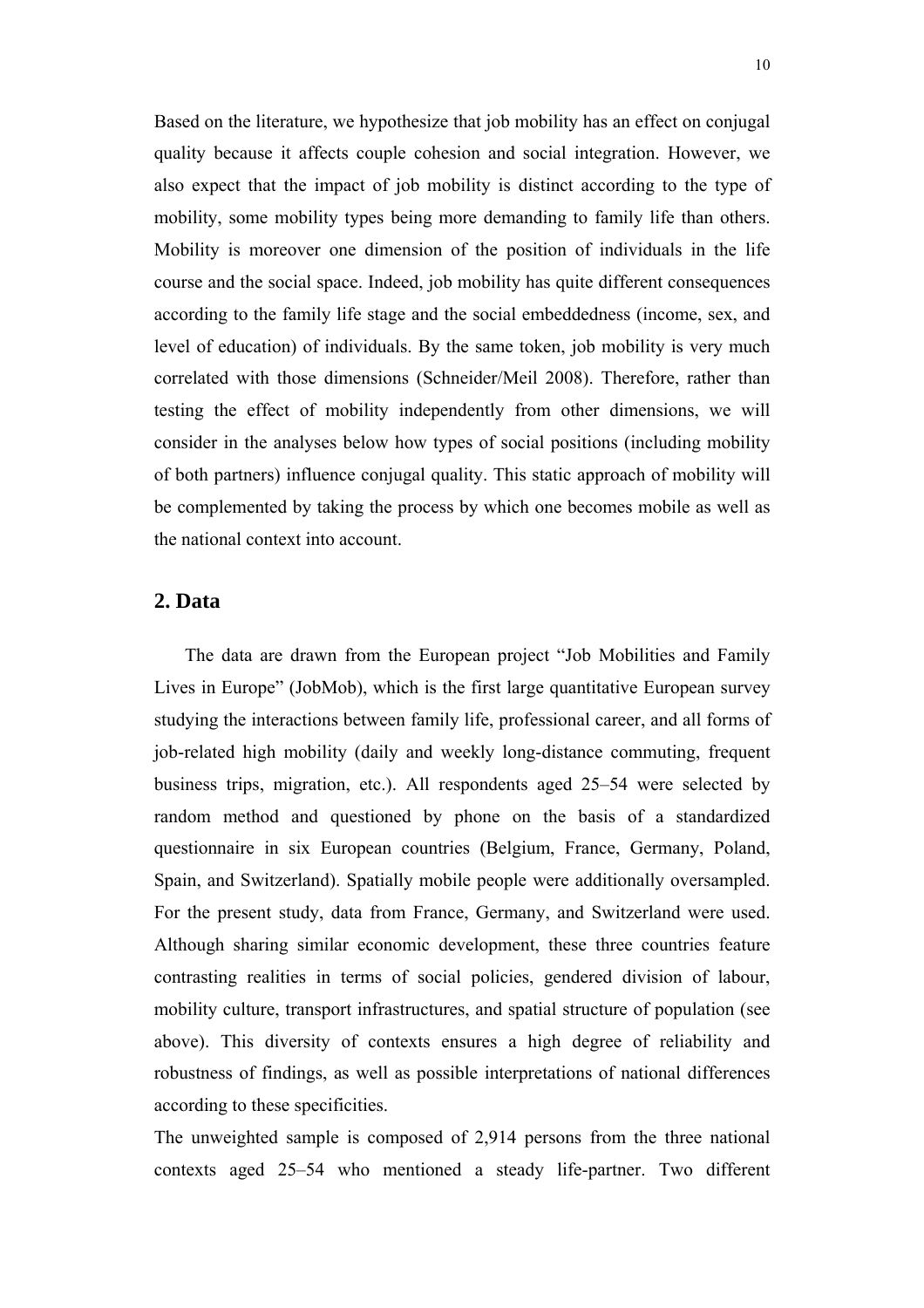Based on the literature, we hypothesize that job mobility has an effect on conjugal quality because it affects couple cohesion and social integration. However, we also expect that the impact of job mobility is distinct according to the type of mobility, some mobility types being more demanding to family life than others. Mobility is moreover one dimension of the position of individuals in the life course and the social space. Indeed, job mobility has quite different consequences according to the family life stage and the social embeddedness (income, sex, and level of education) of individuals. By the same token, job mobility is very much correlated with those dimensions (Schneider/Meil 2008). Therefore, rather than testing the effect of mobility independently from other dimensions, we will consider in the analyses below how types of social positions (including mobility of both partners) influence conjugal quality. This static approach of mobility will be complemented by taking the process by which one becomes mobile as well as the national context into account.

## 2. Data

The data are drawn from the European project "Job Mobilities and Family Lives in Europe" (JobMob), which is the first large quantitative European survey studying the interactions between family life, professional career, and all forms of job-related high mobility (daily and weekly long-distance commuting, frequent business trips, migration, etc.). All respondents aged 25–54 were selected by random method and questioned by phone on the basis of a standardized questionnaire in six European countries (Belgium, France, Germany, Poland, Spain, and Switzerland). Spatially mobile people were additionally oversampled. For the present study, data from France, Germany, and Switzerland were used. Although sharing similar economic development, these three countries feature contrasting realities in terms of social policies, gendered division of labour, mobility culture, transport infrastructures, and spatial structure of population (see above). This diversity of contexts ensures a high degree of reliability and robustness of findings, as well as possible interpretations of national differences according to these specificities.

The unweighted sample is composed of 2,914 persons from the three national contexts aged 25–54 who mentioned a steady life-partner. Two different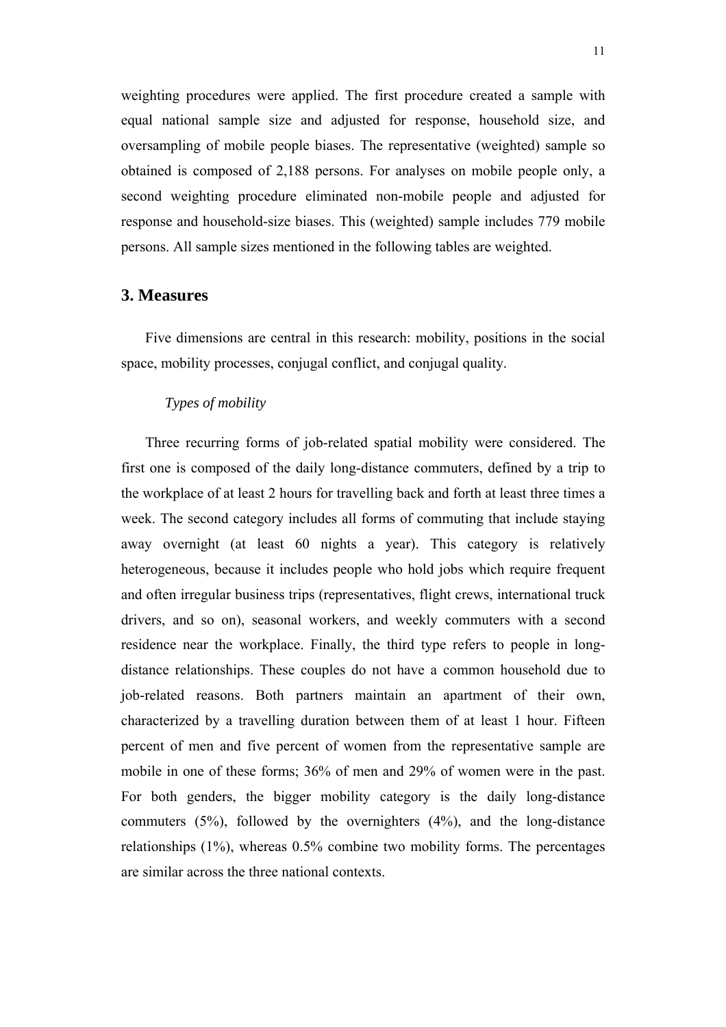weighting procedures were applied. The first procedure created a sample with equal national sample size and adjusted for response, household size, and oversampling of mobile people biases. The representative (weighted) sample so obtained is composed of 2,188 persons. For analyses on mobile people only, a second weighting procedure eliminated non-mobile people and adjusted for response and household-size biases. This (weighted) sample includes 779 mobile persons. All sample sizes mentioned in the following tables are weighted.

## 3. Measures

Five dimensions are central in this research: mobility, positions in the social space, mobility processes, conjugal conflict, and conjugal quality.

### *Types of mobility*

Three recurring forms of job-related spatial mobility were considered. The first one is composed of the daily long-distance commuters, defined by a trip to the workplace of at least 2 hours for travelling back and forth at least three times a week. The second category includes all forms of commuting that include staying away overnight (at least 60 nights a year). This category is relatively heterogeneous, because it includes people who hold jobs which require frequent and often irregular business trips (representatives, flight crews, international truck drivers, and so on), seasonal workers, and weekly commuters with a second residence near the workplace. Finally, the third type refers to people in long-distance relationships. These couples do not have a common household due to job-related reasons. Both partners maintain an apartment of their own, characterized by a travelling duration between them of at least 1 hour. Fifteen percent of men and five percent of women from the representative sample are mobile in one of these forms; 36% of men and 29% of women were in the past. For both genders, the bigger mobility category is the daily long-distance commuters (5%), followed by the overnighters (4%), and the long-distance relationships (1%), whereas 0.5% combine two mobility forms. The percentages are similar across the three national contexts.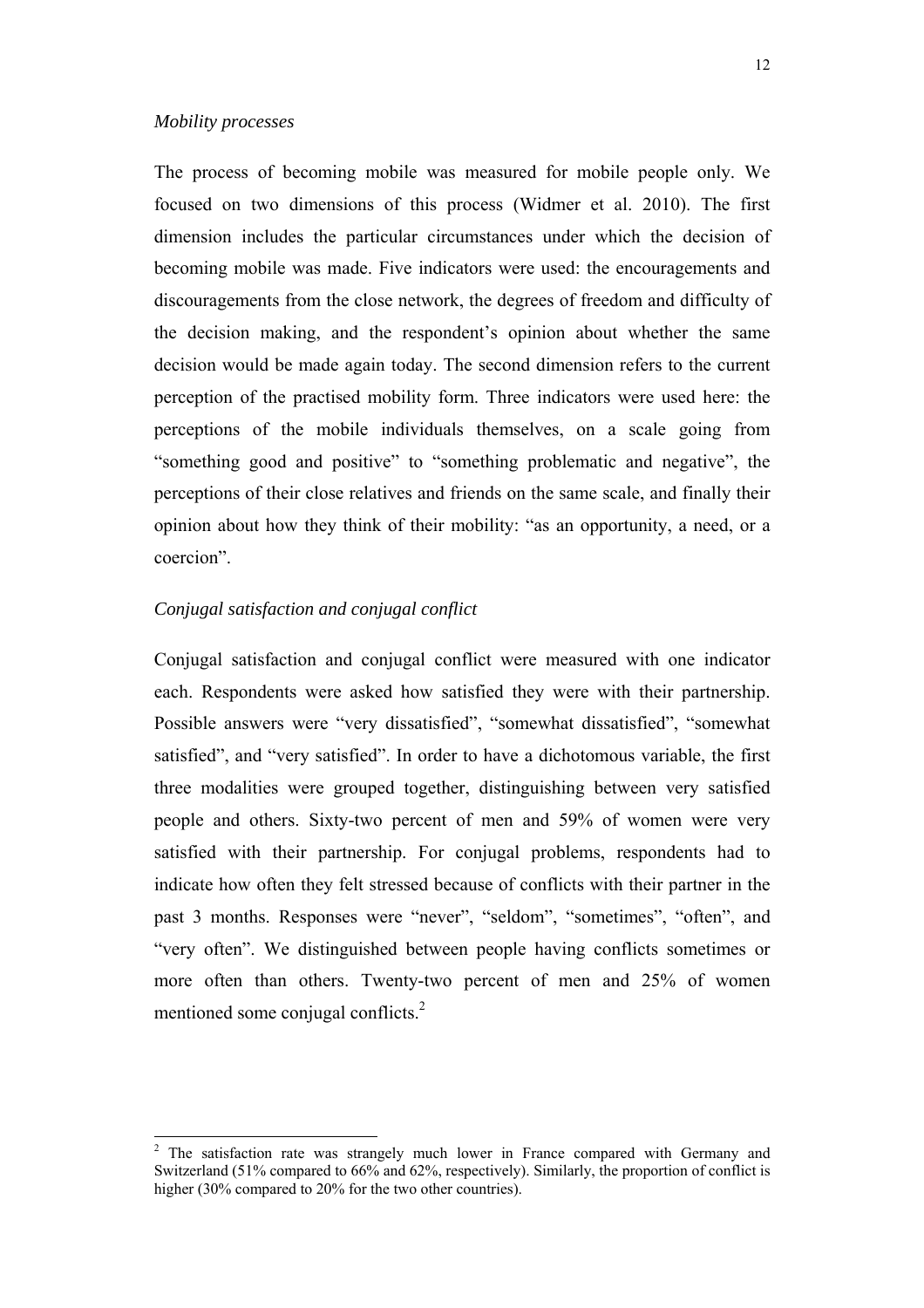*Mobility processes*

The process of becoming mobile was measured for mobile people only. We focused on two dimensions of this process (Widmer et al. 2010). The first dimension includes the particular circumstances under which the decision of becoming mobile was made. Five indicators were used: the encouragements and discouragements from the close network, the degrees of freedom and difficulty of the decision making, and the respondent's opinion about whether the same decision would be made again today. The second dimension refers to the current perception of the practised mobility form. Three indicators were used here: the perceptions of the mobile individuals themselves, on a scale going from "something good and positive" to "something problematic and negative", the perceptions of their close relatives and friends on the same scale, and finally their opinion about how they think of their mobility: "as an opportunity, a need, or a coercion".

*Conjugal satisfaction and conjugal conflict*

Conjugal satisfaction and conjugal conflict were measured with one indicator each. Respondents were asked how satisfied they were with their partnership. Possible answers were "very dissatisfied", "somewhat dissatisfied", "somewhat satisfied", and "very satisfied". In order to have a dichotomous variable, the first three modalities were grouped together, distinguishing between very satisfied people and others. Sixty-two percent of men and 59% of women were very satisfied with their partnership. For conjugal problems, respondents had to indicate how often they felt stressed because of conflicts with their partner in the past 3 months. Responses were "never", "seldom", "sometimes", "often", and "very often". We distinguished between people having conflicts sometimes or more often than others. Twenty-two percent of men and 25% of women mentioned some conjugal conflicts.[2]

---

[2] The satisfaction rate was strangely much lower in France compared with Germany and Switzerland (51% compared to 66% and 62%, respectively). Similarly, the proportion of conflict is higher (30% compared to 20% for the two other countries).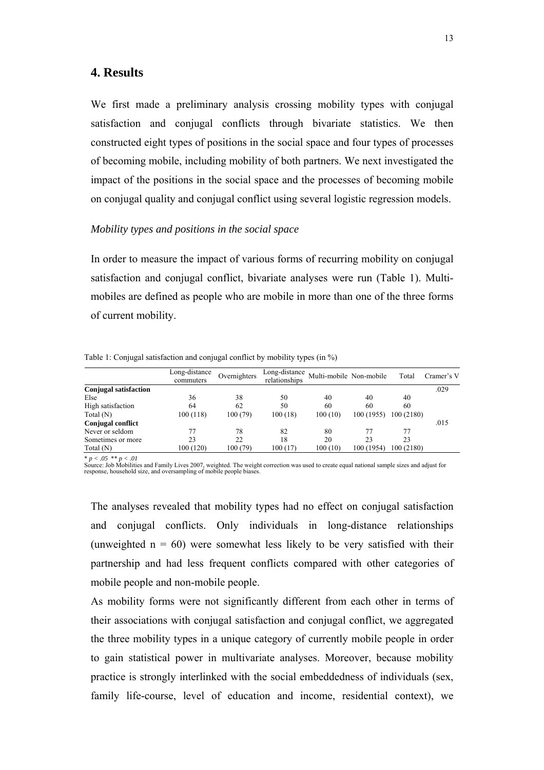## 4. Results

We first made a preliminary analysis crossing mobility types with conjugal satisfaction and conjugal conflicts through bivariate statistics. We then constructed eight types of positions in the social space and four types of processes of becoming mobile, including mobility of both partners. We next investigated the impact of the positions in the social space and the processes of becoming mobile on conjugal quality and conjugal conflict using several logistic regression models.

### *Mobility types and positions in the social space*

In order to measure the impact of various forms of recurring mobility on conjugal satisfaction and conjugal conflict, bivariate analyses were run (Table 1). Multi-mobiles are defined as people who are mobile in more than one of the three forms of current mobility.

Table 1: Conjugal satisfaction and conjugal conflict by mobility types (in %)

| | Long-distance commuters | Overnighters | Long-distance relationships | Multi-mobile | Non-mobile | Total | Cramer's V |
|---|---|---|---|---|---|---|---|
| **Conjugal satisfaction** | | | | | | | .029 |
| Else | 36 | 38 | 50 | 40 | 40 | 40 | |
| High satisfaction | 64 | 62 | 50 | 60 | 60 | 60 | |
| Total (N) | 100 (118) | 100 (79) | 100 (18) | 100 (10) | 100 (1955) | 100 (2180) | |
| **Conjugal conflict** | | | | | | | .015 |
| Never or seldom | 77 | 78 | 82 | 80 | 77 | 77 | |
| Sometimes or more | 23 | 22 | 18 | 20 | 23 | 23 | |
| Total (N) | 100 (120) | 100 (79) | 100 (17) | 100 (10) | 100 (1954) | 100 (2180) | |

* $p < .05$ ** $p < .01$

Source: Job Mobilities and Family Lives 2007, weighted. The weight correction was used to create equal national sample sizes and adjust for response, household size, and oversampling of mobile people biases.

The analyses revealed that mobility types had no effect on conjugal satisfaction and conjugal conflicts. Only individuals in long-distance relationships (unweighted n = 60) were somewhat less likely to be very satisfied with their partnership and had less frequent conflicts compared with other categories of mobile people and non-mobile people.

As mobility forms were not significantly different from each other in terms of their associations with conjugal satisfaction and conjugal conflict, we aggregated the three mobility types in a unique category of currently mobile people in order to gain statistical power in multivariate analyses. Moreover, because mobility practice is strongly interlinked with the social embeddedness of individuals (sex, family life-course, level of education and income, residential context), we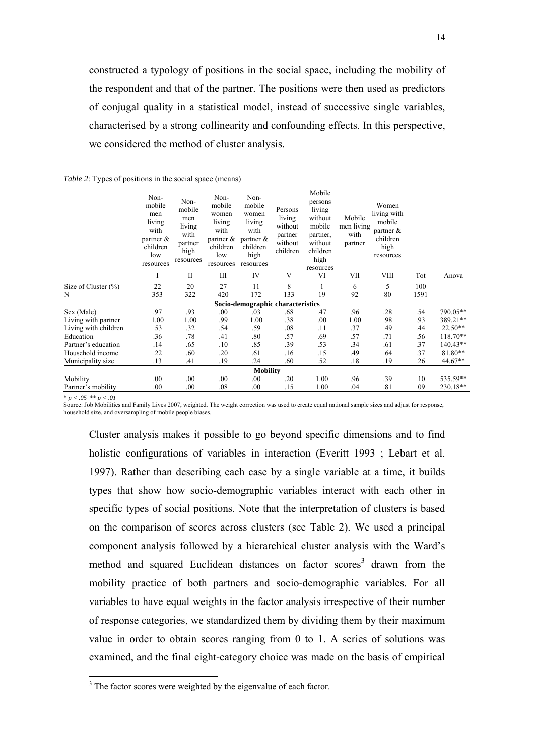constructed a typology of positions in the social space, including the mobility of the respondent and that of the partner. The positions were then used as predictors of conjugal quality in a statistical model, instead of successive single variables, characterised by a strong collinearity and confounding effects. In this perspective, we considered the method of cluster analysis.

*Table 2*: Types of positions in the social space (means)

| | Non-mobile men living with partner & children low resources | Non-mobile men living with partner high resources | Non-mobile women living with partner & children low resources | Non-mobile women living with partner & children high resources | Persons living without partner without children | Mobile persons living without mobile partner, without children high resources | Mobile men living with partner | Women living with mobile partner & children high resources | | |
|---|---|---|---|---|---|---|---|---|---|---|
| | I | II | III | IV | V | VI | VII | VIII | Tot | Anova |
| Size of Cluster (%) | 22 | 20 | 27 | 11 | 8 | 1 | 6 | 5 | 100 | |
| N | 353 | 322 | 420 | 172 | 133 | 19 | 92 | 80 | 1591 | |
| **Socio-demographic characteristics** | | | | | | | | | | |
| Sex (Male) | .97 | .93 | .00 | .03 | .68 | .47 | .96 | .28 | .54 | 790.05** |
| Living with partner | 1.00 | 1.00 | .99 | 1.00 | .38 | .00 | 1.00 | .98 | .93 | 389.21** |
| Living with children | .53 | .32 | .54 | .59 | .08 | .11 | .37 | .49 | .44 | 22.50** |
| Education | .36 | .78 | .41 | .80 | .57 | .69 | .57 | .71 | .56 | 118.70** |
| Partner's education | .14 | .65 | .10 | .85 | .39 | .53 | .34 | .61 | .37 | 140.43** |
| Household income | .22 | .60 | .20 | .61 | .16 | .15 | .49 | .64 | .37 | 81.80** |
| Municipality size | .13 | .41 | .19 | .24 | .60 | .52 | .18 | .19 | .26 | 44.67** |
| **Mobility** | | | | | | | | | | |
| Mobility | .00 | .00 | .00 | .00 | .20 | 1.00 | .96 | .39 | .10 | 535.59** |
| Partner's mobility | .00 | .00 | .08 | .00 | .15 | 1.00 | .04 | .81 | .09 | 230.18** |

* $p < .05$ ** $p < .01$

Source: Job Mobilities and Family Lives 2007, weighted. The weight correction was used to create equal national sample sizes and adjust for response, household size, and oversampling of mobile people biases.

Cluster analysis makes it possible to go beyond specific dimensions and to find holistic configurations of variables in interaction (Everitt 1993 ; Lebart et al. 1997). Rather than describing each case by a single variable at a time, it builds types that show how socio-demographic variables interact with each other in specific types of social positions. Note that the interpretation of clusters is based on the comparison of scores across clusters (see Table 2). We used a principal component analysis followed by a hierarchical cluster analysis with the Ward's method and squared Euclidean distances on factor scores[3] drawn from the mobility practice of both partners and socio-demographic variables. For all variables to have equal weights in the factor analysis irrespective of their number of response categories, we standardized them by dividing them by their maximum value in order to obtain scores ranging from 0 to 1. A series of solutions was examined, and the final eight-category choice was made on the basis of empirical

[3] The factor scores were weighted by the eigenvalue of each factor.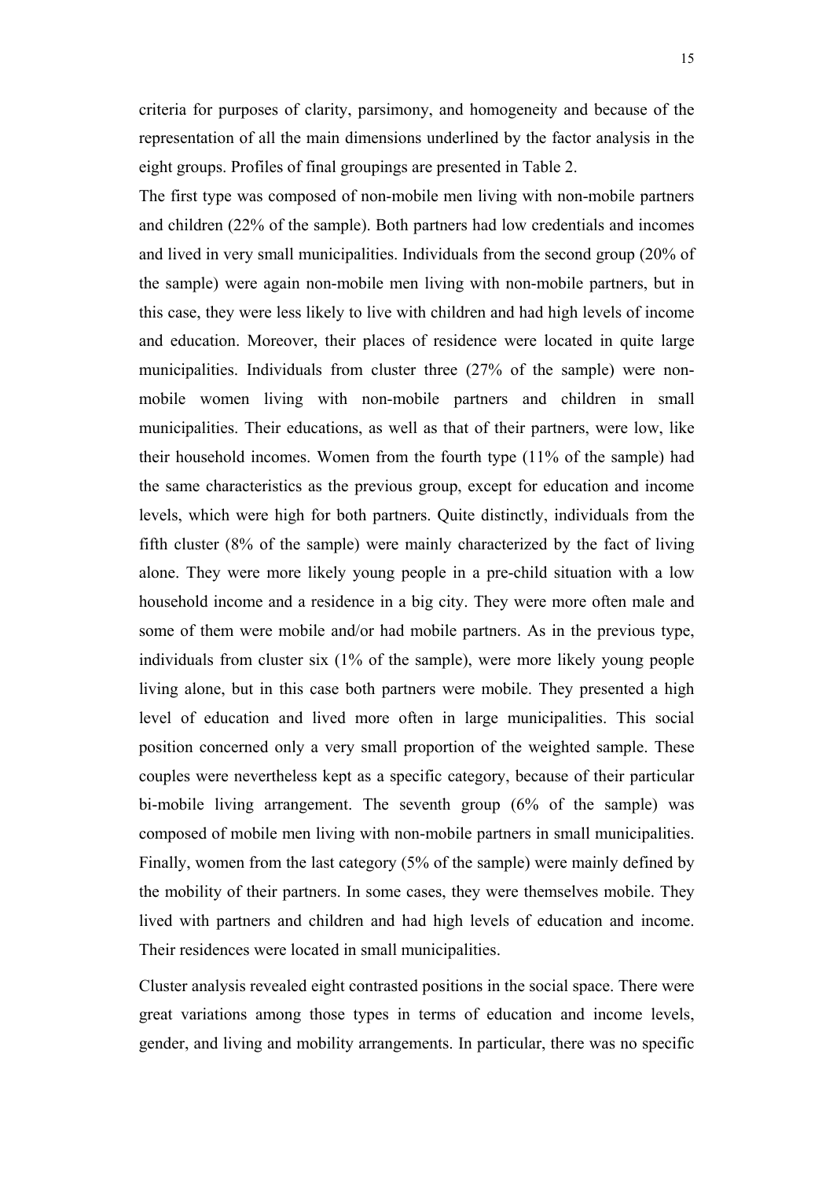criteria for purposes of clarity, parsimony, and homogeneity and because of the representation of all the main dimensions underlined by the factor analysis in the eight groups. Profiles of final groupings are presented in Table 2.

The first type was composed of non-mobile men living with non-mobile partners and children (22% of the sample). Both partners had low credentials and incomes and lived in very small municipalities. Individuals from the second group (20% of the sample) were again non-mobile men living with non-mobile partners, but in this case, they were less likely to live with children and had high levels of income and education. Moreover, their places of residence were located in quite large municipalities. Individuals from cluster three (27% of the sample) were non-mobile women living with non-mobile partners and children in small municipalities. Their educations, as well as that of their partners, were low, like their household incomes. Women from the fourth type (11% of the sample) had the same characteristics as the previous group, except for education and income levels, which were high for both partners. Quite distinctly, individuals from the fifth cluster (8% of the sample) were mainly characterized by the fact of living alone. They were more likely young people in a pre-child situation with a low household income and a residence in a big city. They were more often male and some of them were mobile and/or had mobile partners. As in the previous type, individuals from cluster six (1% of the sample), were more likely young people living alone, but in this case both partners were mobile. They presented a high level of education and lived more often in large municipalities. This social position concerned only a very small proportion of the weighted sample. These couples were nevertheless kept as a specific category, because of their particular bi-mobile living arrangement. The seventh group (6% of the sample) was composed of mobile men living with non-mobile partners in small municipalities. Finally, women from the last category (5% of the sample) were mainly defined by the mobility of their partners. In some cases, they were themselves mobile. They lived with partners and children and had high levels of education and income. Their residences were located in small municipalities.

Cluster analysis revealed eight contrasted positions in the social space. There were great variations among those types in terms of education and income levels, gender, and living and mobility arrangements. In particular, there was no specific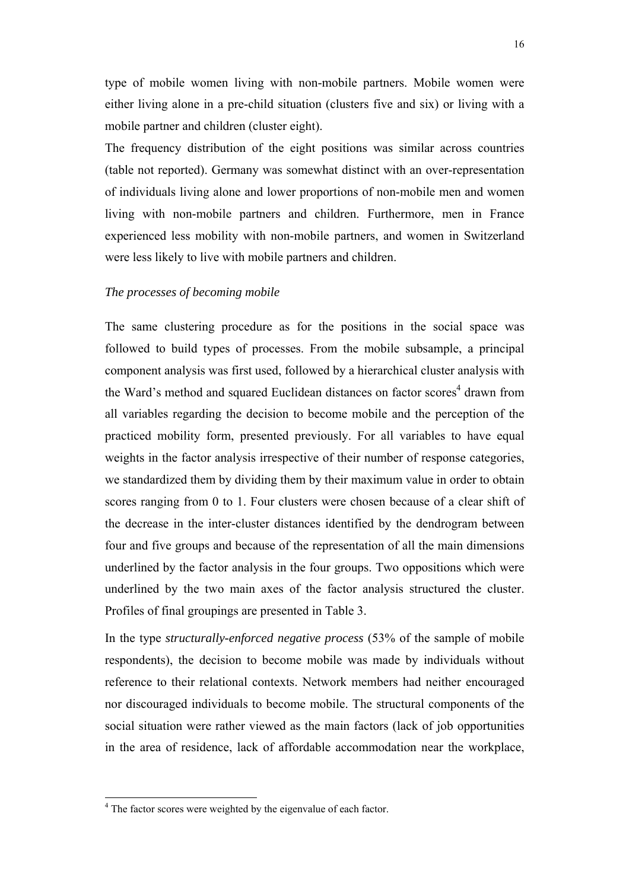type of mobile women living with non-mobile partners. Mobile women were either living alone in a pre-child situation (clusters five and six) or living with a mobile partner and children (cluster eight).

The frequency distribution of the eight positions was similar across countries (table not reported). Germany was somewhat distinct with an over-representation of individuals living alone and lower proportions of non-mobile men and women living with non-mobile partners and children. Furthermore, men in France experienced less mobility with non-mobile partners, and women in Switzerland were less likely to live with mobile partners and children.

### *The processes of becoming mobile*

The same clustering procedure as for the positions in the social space was followed to build types of processes. From the mobile subsample, a principal component analysis was first used, followed by a hierarchical cluster analysis with the Ward's method and squared Euclidean distances on factor scores[4] drawn from all variables regarding the decision to become mobile and the perception of the practiced mobility form, presented previously. For all variables to have equal weights in the factor analysis irrespective of their number of response categories, we standardized them by dividing them by their maximum value in order to obtain scores ranging from 0 to 1. Four clusters were chosen because of a clear shift of the decrease in the inter-cluster distances identified by the dendrogram between four and five groups and because of the representation of all the main dimensions underlined by the factor analysis in the four groups. Two oppositions which were underlined by the two main axes of the factor analysis structured the cluster. Profiles of final groupings are presented in Table 3.

In the type *structurally-enforced negative process* (53% of the sample of mobile respondents), the decision to become mobile was made by individuals without reference to their relational contexts. Network members had neither encouraged nor discouraged individuals to become mobile. The structural components of the social situation were rather viewed as the main factors (lack of job opportunities in the area of residence, lack of affordable accommodation near the workplace,

[4] The factor scores were weighted by the eigenvalue of each factor.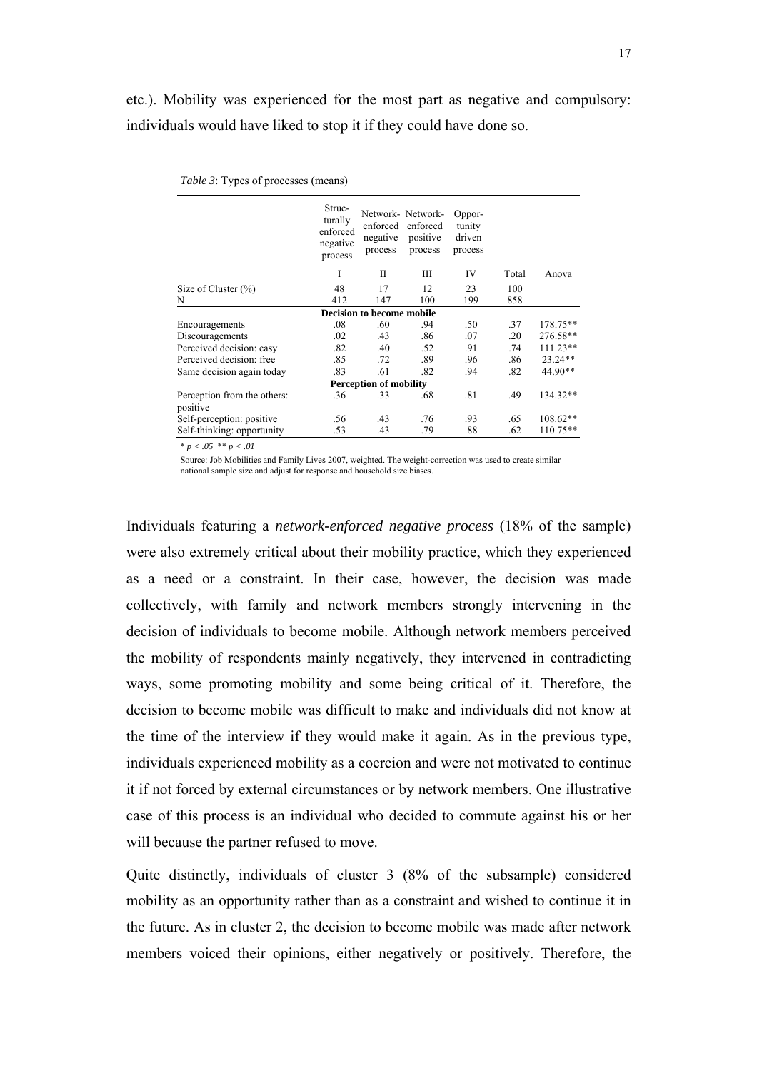etc.). Mobility was experienced for the most part as negative and compulsory: individuals would have liked to stop it if they could have done so.

*Table 3*: Types of processes (means)

| | Struc-turally enforced negative process | Network-enforced negative process | Network-enforced positive process | Oppor-tunity driven process | | |
|---|---|---|---|---|---|---|
| | I | II | III | IV | Total | Anova |
| Size of Cluster (%) | 48 | 17 | 12 | 23 | 100 | |
| N | 412 | 147 | 100 | 199 | 858 | |
| **Decision to become mobile** | | | | | | |
| Encouragements | .08 | .60 | .94 | .50 | .37 | 178.75** |
| Discouragements | .02 | .43 | .86 | .07 | .20 | 276.58** |
| Perceived decision: easy | .82 | .40 | .52 | .91 | .74 | 111.23** |
| Perceived decision: free | .85 | .72 | .89 | .96 | .86 | 23.24** |
| Same decision again today | .83 | .61 | .82 | .94 | .82 | 44.90** |
| **Perception of mobility** | | | | | | |
| Perception from the others: positive | .36 | .33 | .68 | .81 | .49 | 134.32** |
| Self-perception: positive | .56 | .43 | .76 | .93 | .65 | 108.62** |
| Self-thinking: opportunity | .53 | .43 | .79 | .88 | .62 | 110.75** |

* $p < .05$ ** $p < .01$

Source: Job Mobilities and Family Lives 2007, weighted. The weight-correction was used to create similar national sample size and adjust for response and household size biases.

Individuals featuring a *network-enforced negative process* (18% of the sample) were also extremely critical about their mobility practice, which they experienced as a need or a constraint. In their case, however, the decision was made collectively, with family and network members strongly intervening in the decision of individuals to become mobile. Although network members perceived the mobility of respondents mainly negatively, they intervened in contradicting ways, some promoting mobility and some being critical of it. Therefore, the decision to become mobile was difficult to make and individuals did not know at the time of the interview if they would make it again. As in the previous type, individuals experienced mobility as a coercion and were not motivated to continue it if not forced by external circumstances or by network members. One illustrative case of this process is an individual who decided to commute against his or her will because the partner refused to move.

Quite distinctly, individuals of cluster 3 (8% of the subsample) considered mobility as an opportunity rather than as a constraint and wished to continue it in the future. As in cluster 2, the decision to become mobile was made after network members voiced their opinions, either negatively or positively. Therefore, the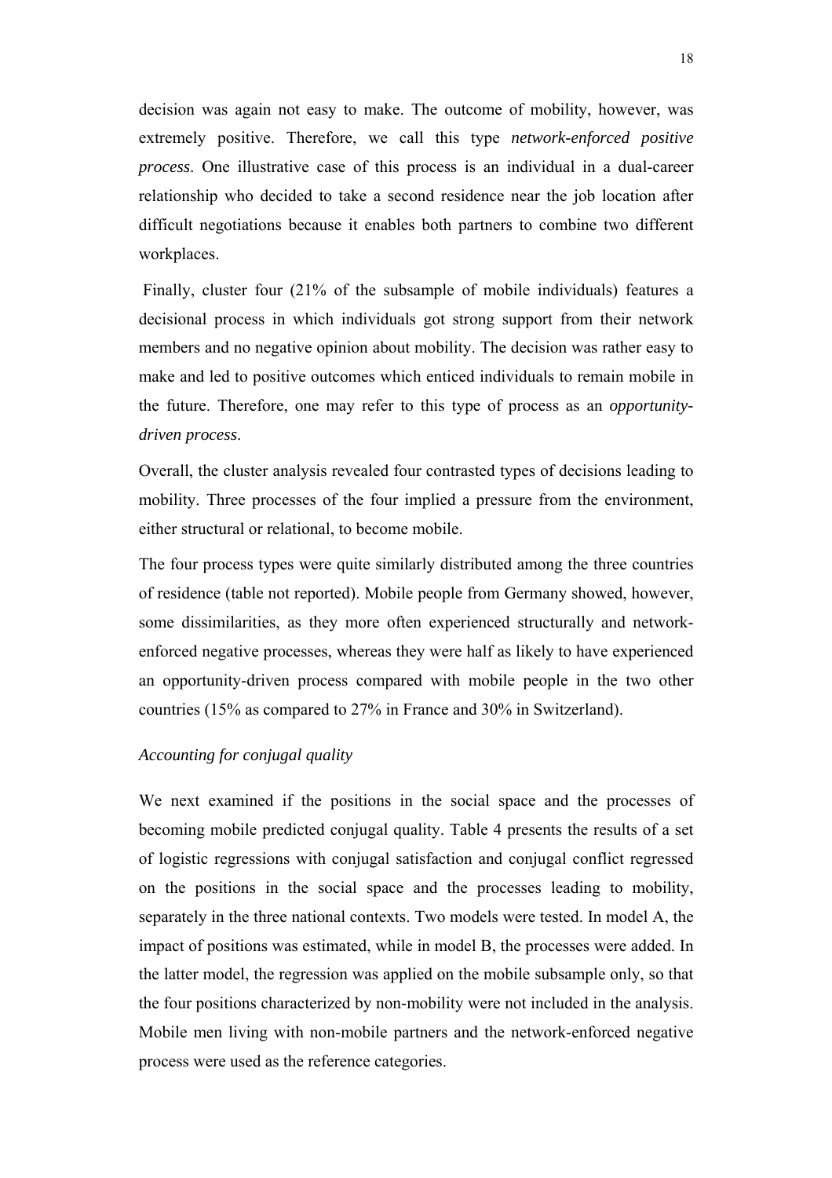decision was again not easy to make. The outcome of mobility, however, was extremely positive. Therefore, we call this type *network-enforced positive process*. One illustrative case of this process is an individual in a dual-career relationship who decided to take a second residence near the job location after difficult negotiations because it enables both partners to combine two different workplaces.

Finally, cluster four (21% of the subsample of mobile individuals) features a decisional process in which individuals got strong support from their network members and no negative opinion about mobility. The decision was rather easy to make and led to positive outcomes which enticed individuals to remain mobile in the future. Therefore, one may refer to this type of process as an *opportunity-driven process*.

Overall, the cluster analysis revealed four contrasted types of decisions leading to mobility. Three processes of the four implied a pressure from the environment, either structural or relational, to become mobile.

The four process types were quite similarly distributed among the three countries of residence (table not reported). Mobile people from Germany showed, however, some dissimilarities, as they more often experienced structurally and network-enforced negative processes, whereas they were half as likely to have experienced an opportunity-driven process compared with mobile people in the two other countries (15% as compared to 27% in France and 30% in Switzerland).

*Accounting for conjugal quality*

We next examined if the positions in the social space and the processes of becoming mobile predicted conjugal quality. Table 4 presents the results of a set of logistic regressions with conjugal satisfaction and conjugal conflict regressed on the positions in the social space and the processes leading to mobility, separately in the three national contexts. Two models were tested. In model A, the impact of positions was estimated, while in model B, the processes were added. In the latter model, the regression was applied on the mobile subsample only, so that the four positions characterized by non-mobility were not included in the analysis. Mobile men living with non-mobile partners and the network-enforced negative process were used as the reference categories.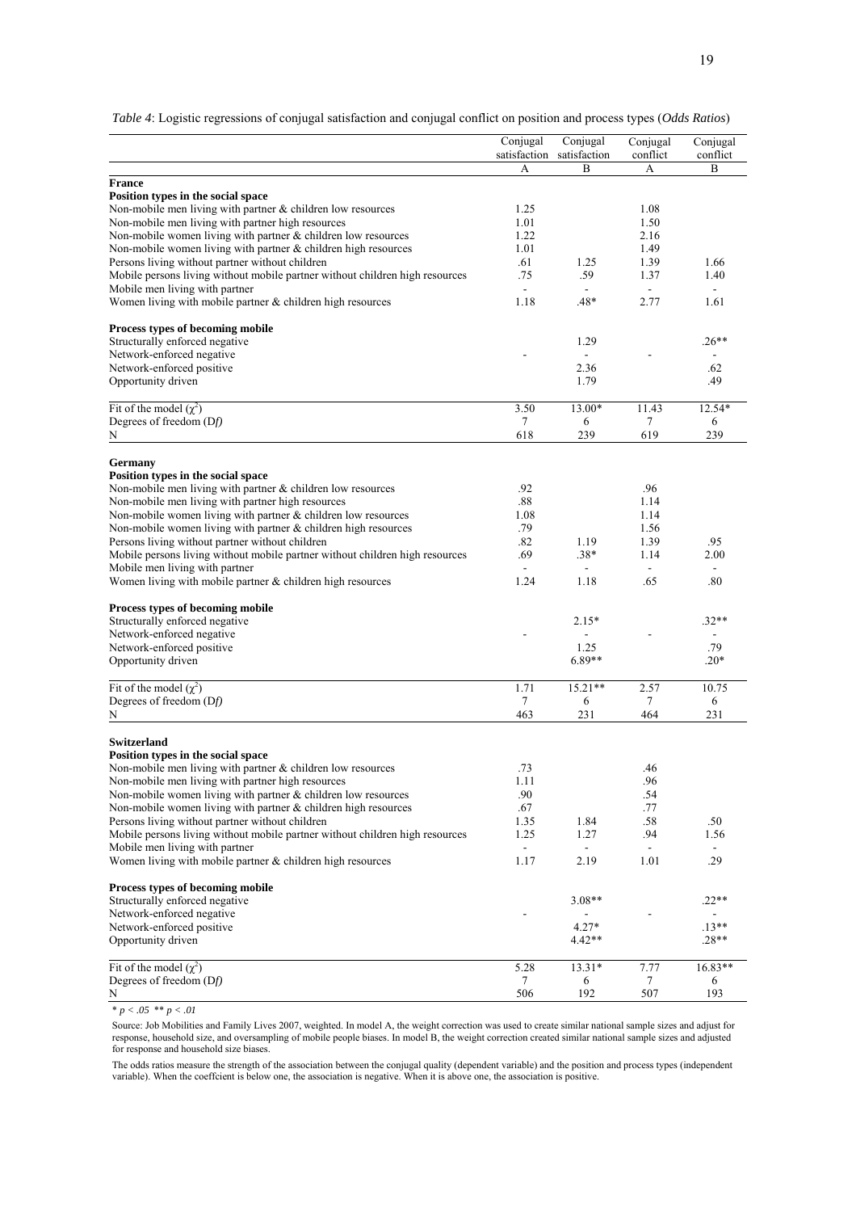*Table 4*: Logistic regressions of conjugal satisfaction and conjugal conflict on position and process types (*Odds Ratios*)

| | Conjugal satisfaction | Conjugal satisfaction | Conjugal conflict | Conjugal conflict |
|---|---|---|---|---|
| | A | B | A | B |
| **France** | | | | |
| **Position types in the social space** | | | | |
| Non-mobile men living with partner & children low resources | 1.25 | | 1.08 | |
| Non-mobile men living with partner high resources | 1.01 | | 1.50 | |
| Non-mobile women living with partner & children low resources | 1.22 | | 2.16 | |
| Non-mobile women living with partner & children high resources | 1.01 | | 1.49 | |
| Persons living without partner without children | .61 | 1.25 | 1.39 | 1.66 |
| Mobile persons living without mobile partner without children high resources | .75 | .59 | 1.37 | 1.40 |
| Mobile men living with partner | - | - | - | - |
| Women living with mobile partner & children high resources | 1.18 | .48* | 2.77 | 1.61 |
| **Process types of becoming mobile** | | | | |
| Structurally enforced negative | | 1.29 | | .26** |
| Network-enforced negative | - | - | - | - |
| Network-enforced positive | | 2.36 | | .62 |
| Opportunity driven | | 1.79 | | .49 |
| Fit of the model ($\chi^2$) | 3.50 | 13.00* | 11.43 | 12.54* |
| Degrees of freedom (D*f*) | 7 | 6 | 7 | 6 |
| N | 618 | 239 | 619 | 239 |
| **Germany** | | | | |
| **Position types in the social space** | | | | |
| Non-mobile men living with partner & children low resources | .92 | | .96 | |
| Non-mobile men living with partner high resources | .88 | | 1.14 | |
| Non-mobile women living with partner & children low resources | 1.08 | | 1.14 | |
| Non-mobile women living with partner & children high resources | .79 | | 1.56 | |
| Persons living without partner without children | .82 | 1.19 | 1.39 | .95 |
| Mobile persons living without mobile partner without children high resources | .69 | .38* | 1.14 | 2.00 |
| Mobile men living with partner | - | - | - | - |
| Women living with mobile partner & children high resources | 1.24 | 1.18 | .65 | .80 |
| **Process types of becoming mobile** | | | | |
| Structurally enforced negative | | 2.15* | | .32** |
| Network-enforced negative | - | - | - | - |
| Network-enforced positive | | 1.25 | | .79 |
| Opportunity driven | | 6.89** | | .20* |
| Fit of the model ($\chi^2$) | 1.71 | 15.21** | 2.57 | 10.75 |
| Degrees of freedom (D*f*) | 7 | 6 | 7 | 6 |
| N | 463 | 231 | 464 | 231 |
| **Switzerland** | | | | |
| **Position types in the social space** | | | | |
| Non-mobile men living with partner & children low resources | .73 | | .46 | |
| Non-mobile men living with partner high resources | 1.11 | | .96 | |
| Non-mobile women living with partner & children low resources | .90 | | .54 | |
| Non-mobile women living with partner & children high resources | .67 | | .77 | |
| Persons living without partner without children | 1.35 | 1.84 | .58 | .50 |
| Mobile persons living without mobile partner without children high resources | 1.25 | 1.27 | .94 | 1.56 |
| Mobile men living with partner | - | - | - | - |
| Women living with mobile partner & children high resources | 1.17 | 2.19 | 1.01 | .29 |
| **Process types of becoming mobile** | | | | |
| Structurally enforced negative | | 3.08** | | .22** |
| Network-enforced negative | - | - | - | - |
| Network-enforced positive | | 4.27* | | .13** |
| Opportunity driven | | 4.42** | | .28** |
| Fit of the model ($\chi^2$) | 5.28 | 13.31* | 7.77 | 16.83** |
| Degrees of freedom (D*f*) | 7 | 6 | 7 | 6 |
| N | 506 | 192 | 507 | 193 |

\* $p < .05$ ** $p < .01$

Source: Job Mobilities and Family Lives 2007, weighted. In model A, the weight correction was used to create similar national sample sizes and adjust for response, household size, and oversampling of mobile people biases. In model B, the weight correction created similar national sample sizes and adjusted for response and household size biases.

The odds ratios measure the strength of the association between the conjugal quality (dependent variable) and the position and process types (independent variable). When the coeffcient is below one, the association is negative. When it is above one, the association is positive.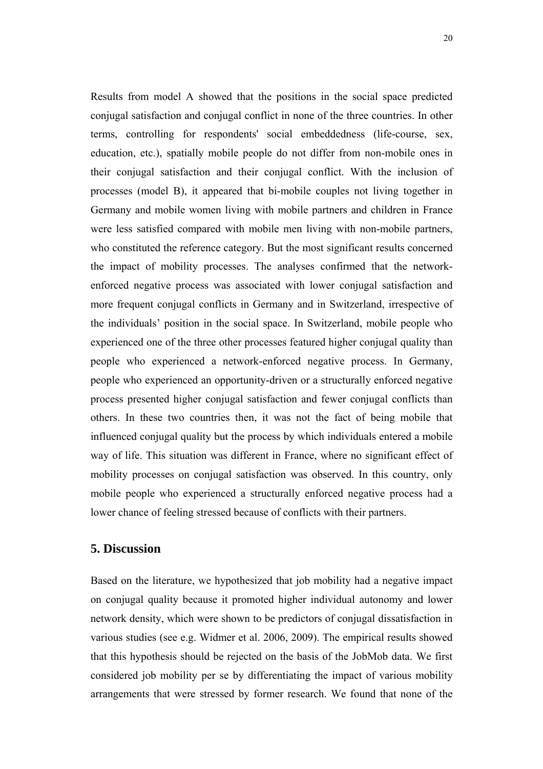Results from model A showed that the positions in the social space predicted conjugal satisfaction and conjugal conflict in none of the three countries. In other terms, controlling for respondents' social embeddedness (life-course, sex, education, etc.), spatially mobile people do not differ from non-mobile ones in their conjugal satisfaction and their conjugal conflict. With the inclusion of processes (model B), it appeared that bi-mobile couples not living together in Germany and mobile women living with mobile partners and children in France were less satisfied compared with mobile men living with non-mobile partners, who constituted the reference category. But the most significant results concerned the impact of mobility processes. The analyses confirmed that the network-enforced negative process was associated with lower conjugal satisfaction and more frequent conjugal conflicts in Germany and in Switzerland, irrespective of the individuals' position in the social space. In Switzerland, mobile people who experienced one of the three other processes featured higher conjugal quality than people who experienced a network-enforced negative process. In Germany, people who experienced an opportunity-driven or a structurally enforced negative process presented higher conjugal satisfaction and fewer conjugal conflicts than others. In these two countries then, it was not the fact of being mobile that influenced conjugal quality but the process by which individuals entered a mobile way of life. This situation was different in France, where no significant effect of mobility processes on conjugal satisfaction was observed. In this country, only mobile people who experienced a structurally enforced negative process had a lower chance of feeling stressed because of conflicts with their partners.

## 5. Discussion

Based on the literature, we hypothesized that job mobility had a negative impact on conjugal quality because it promoted higher individual autonomy and lower network density, which were shown to be predictors of conjugal dissatisfaction in various studies (see e.g. Widmer et al. 2006, 2009). The empirical results showed that this hypothesis should be rejected on the basis of the JobMob data. We first considered job mobility per se by differentiating the impact of various mobility arrangements that were stressed by former research. We found that none of the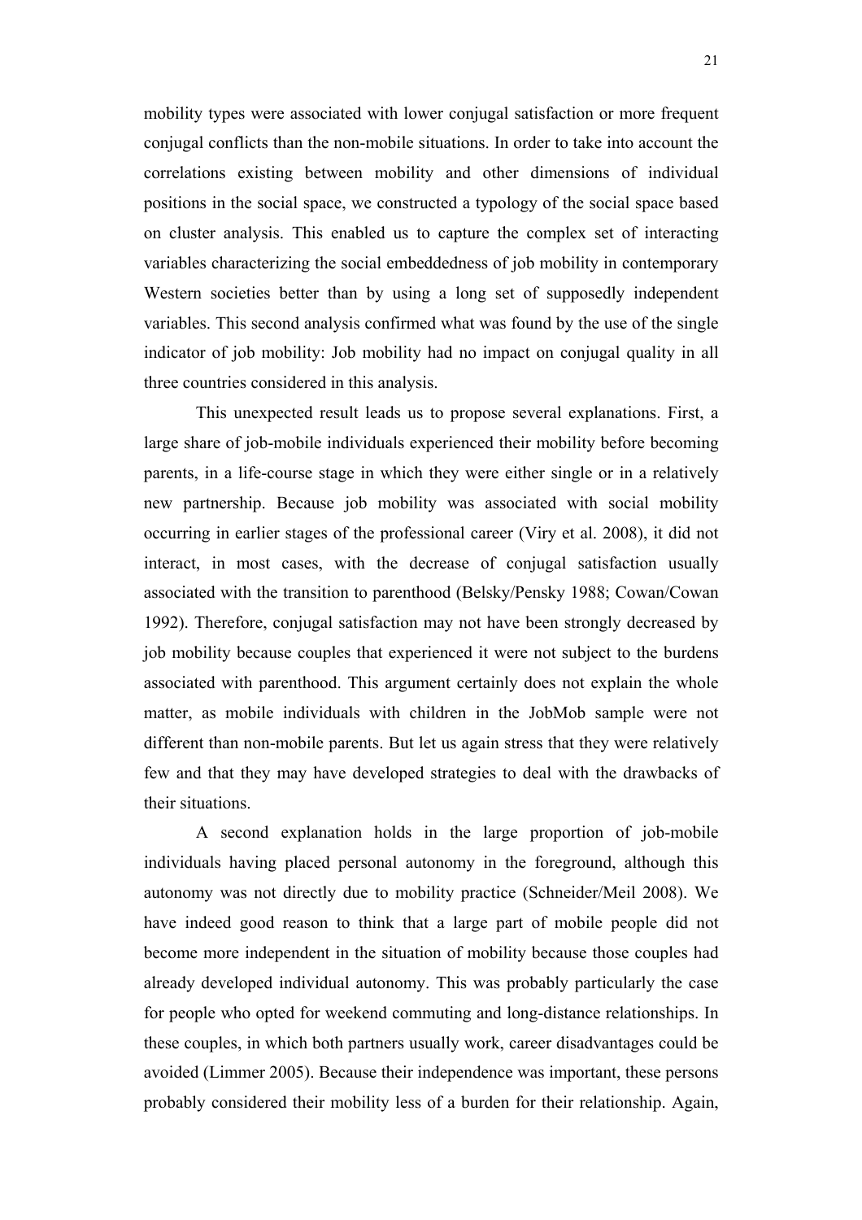mobility types were associated with lower conjugal satisfaction or more frequent conjugal conflicts than the non-mobile situations. In order to take into account the correlations existing between mobility and other dimensions of individual positions in the social space, we constructed a typology of the social space based on cluster analysis. This enabled us to capture the complex set of interacting variables characterizing the social embeddedness of job mobility in contemporary Western societies better than by using a long set of supposedly independent variables. This second analysis confirmed what was found by the use of the single indicator of job mobility: Job mobility had no impact on conjugal quality in all three countries considered in this analysis.

This unexpected result leads us to propose several explanations. First, a large share of job-mobile individuals experienced their mobility before becoming parents, in a life-course stage in which they were either single or in a relatively new partnership. Because job mobility was associated with social mobility occurring in earlier stages of the professional career (Viry et al. 2008), it did not interact, in most cases, with the decrease of conjugal satisfaction usually associated with the transition to parenthood (Belsky/Pensky 1988; Cowan/Cowan 1992). Therefore, conjugal satisfaction may not have been strongly decreased by job mobility because couples that experienced it were not subject to the burdens associated with parenthood. This argument certainly does not explain the whole matter, as mobile individuals with children in the JobMob sample were not different than non-mobile parents. But let us again stress that they were relatively few and that they may have developed strategies to deal with the drawbacks of their situations.

A second explanation holds in the large proportion of job-mobile individuals having placed personal autonomy in the foreground, although this autonomy was not directly due to mobility practice (Schneider/Meil 2008). We have indeed good reason to think that a large part of mobile people did not become more independent in the situation of mobility because those couples had already developed individual autonomy. This was probably particularly the case for people who opted for weekend commuting and long-distance relationships. In these couples, in which both partners usually work, career disadvantages could be avoided (Limmer 2005). Because their independence was important, these persons probably considered their mobility less of a burden for their relationship. Again,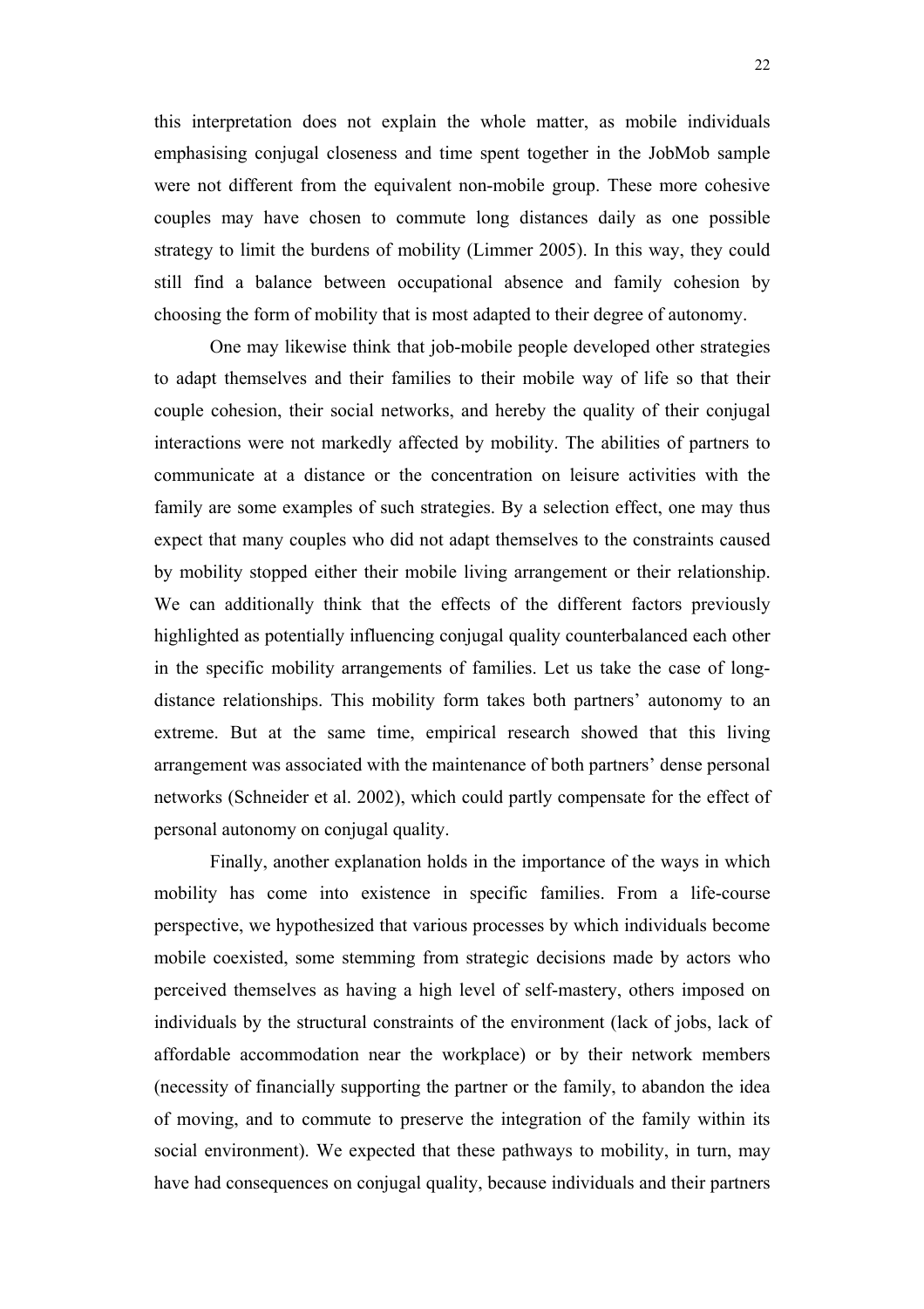this interpretation does not explain the whole matter, as mobile individuals emphasising conjugal closeness and time spent together in the JobMob sample were not different from the equivalent non-mobile group. These more cohesive couples may have chosen to commute long distances daily as one possible strategy to limit the burdens of mobility (Limmer 2005). In this way, they could still find a balance between occupational absence and family cohesion by choosing the form of mobility that is most adapted to their degree of autonomy.

One may likewise think that job-mobile people developed other strategies to adapt themselves and their families to their mobile way of life so that their couple cohesion, their social networks, and hereby the quality of their conjugal interactions were not markedly affected by mobility. The abilities of partners to communicate at a distance or the concentration on leisure activities with the family are some examples of such strategies. By a selection effect, one may thus expect that many couples who did not adapt themselves to the constraints caused by mobility stopped either their mobile living arrangement or their relationship. We can additionally think that the effects of the different factors previously highlighted as potentially influencing conjugal quality counterbalanced each other in the specific mobility arrangements of families. Let us take the case of long-distance relationships. This mobility form takes both partners' autonomy to an extreme. But at the same time, empirical research showed that this living arrangement was associated with the maintenance of both partners' dense personal networks (Schneider et al. 2002), which could partly compensate for the effect of personal autonomy on conjugal quality.

Finally, another explanation holds in the importance of the ways in which mobility has come into existence in specific families. From a life-course perspective, we hypothesized that various processes by which individuals become mobile coexisted, some stemming from strategic decisions made by actors who perceived themselves as having a high level of self-mastery, others imposed on individuals by the structural constraints of the environment (lack of jobs, lack of affordable accommodation near the workplace) or by their network members (necessity of financially supporting the partner or the family, to abandon the idea of moving, and to commute to preserve the integration of the family within its social environment). We expected that these pathways to mobility, in turn, may have had consequences on conjugal quality, because individuals and their partners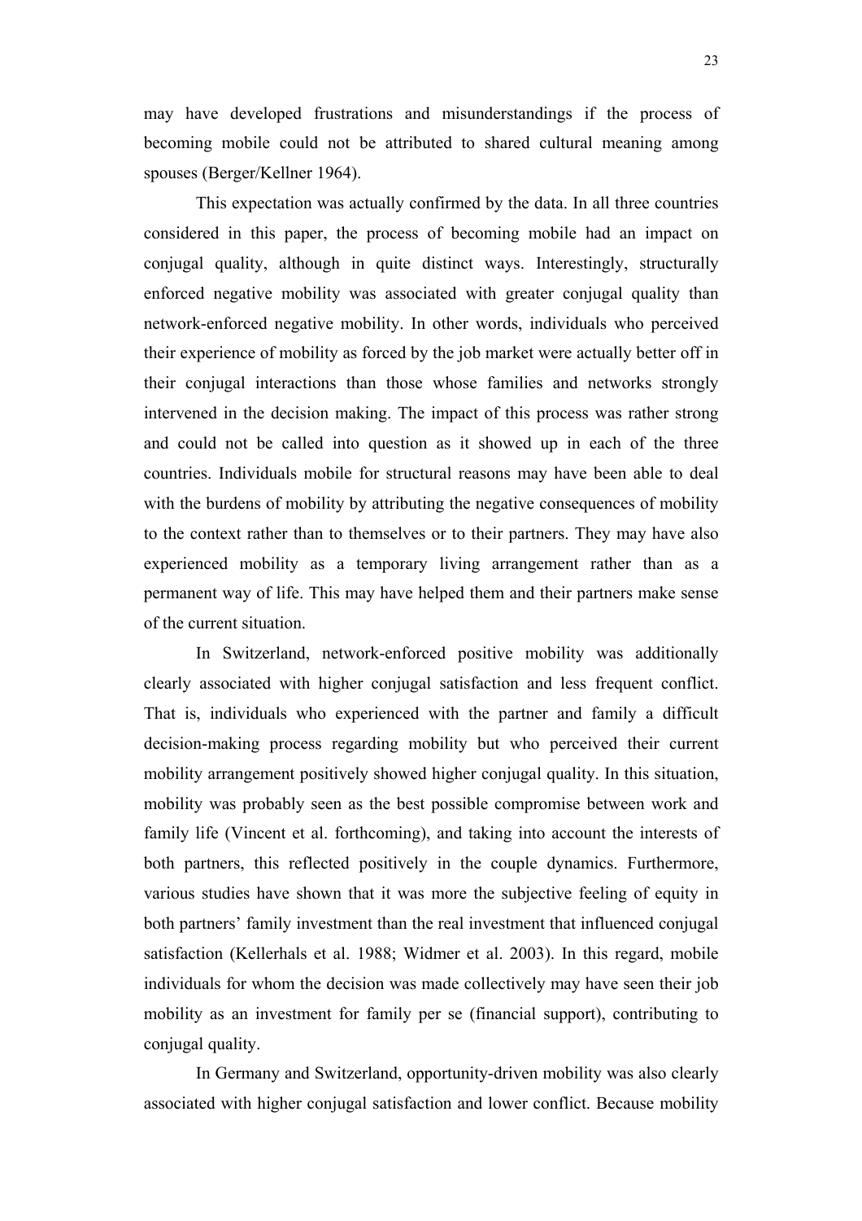may have developed frustrations and misunderstandings if the process of becoming mobile could not be attributed to shared cultural meaning among spouses (Berger/Kellner 1964).

This expectation was actually confirmed by the data. In all three countries considered in this paper, the process of becoming mobile had an impact on conjugal quality, although in quite distinct ways. Interestingly, structurally enforced negative mobility was associated with greater conjugal quality than network-enforced negative mobility. In other words, individuals who perceived their experience of mobility as forced by the job market were actually better off in their conjugal interactions than those whose families and networks strongly intervened in the decision making. The impact of this process was rather strong and could not be called into question as it showed up in each of the three countries. Individuals mobile for structural reasons may have been able to deal with the burdens of mobility by attributing the negative consequences of mobility to the context rather than to themselves or to their partners. They may have also experienced mobility as a temporary living arrangement rather than as a permanent way of life. This may have helped them and their partners make sense of the current situation.

In Switzerland, network-enforced positive mobility was additionally clearly associated with higher conjugal satisfaction and less frequent conflict. That is, individuals who experienced with the partner and family a difficult decision-making process regarding mobility but who perceived their current mobility arrangement positively showed higher conjugal quality. In this situation, mobility was probably seen as the best possible compromise between work and family life (Vincent et al. forthcoming), and taking into account the interests of both partners, this reflected positively in the couple dynamics. Furthermore, various studies have shown that it was more the subjective feeling of equity in both partners' family investment than the real investment that influenced conjugal satisfaction (Kellerhals et al. 1988; Widmer et al. 2003). In this regard, mobile individuals for whom the decision was made collectively may have seen their job mobility as an investment for family per se (financial support), contributing to conjugal quality.

In Germany and Switzerland, opportunity-driven mobility was also clearly associated with higher conjugal satisfaction and lower conflict. Because mobility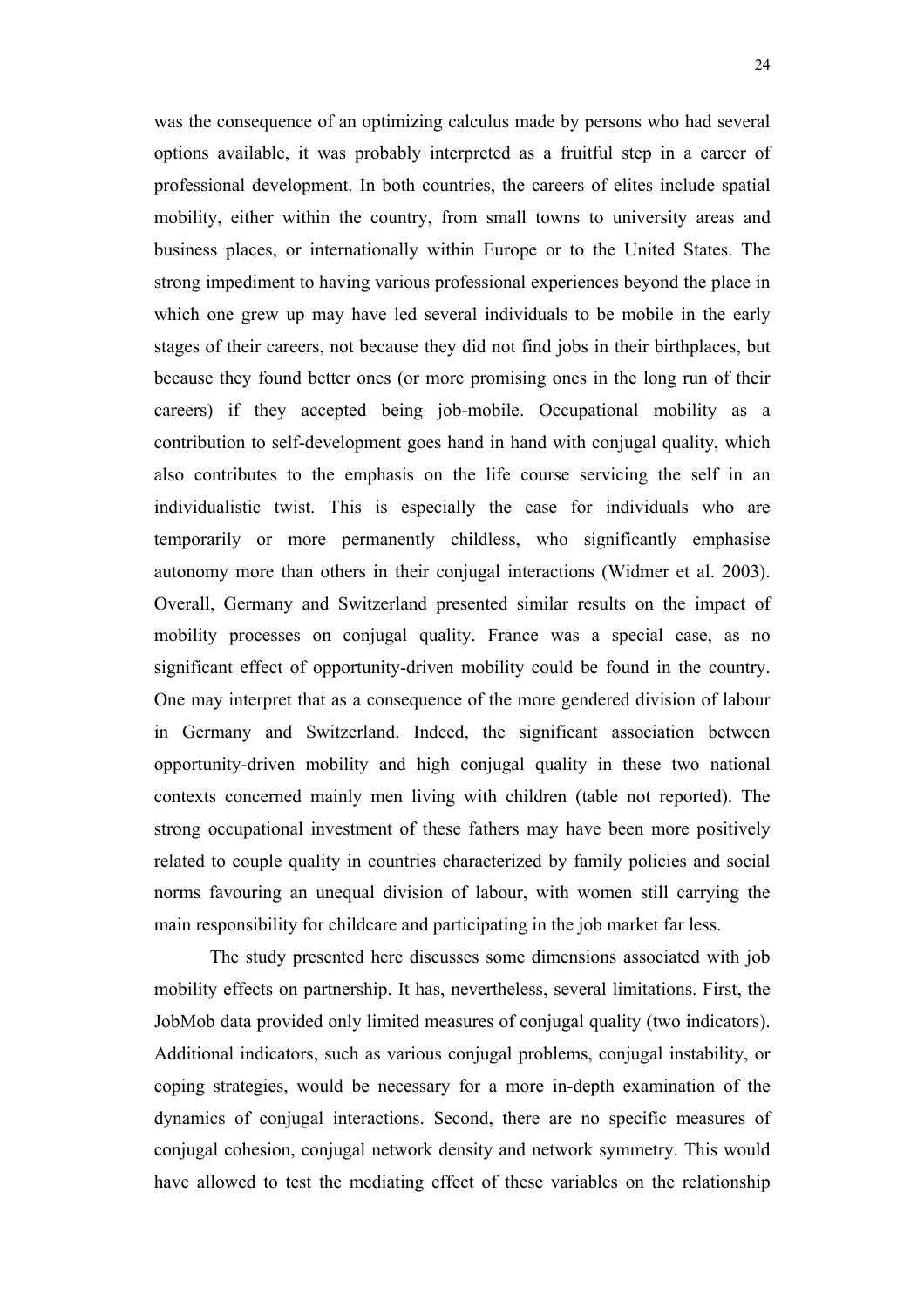was the consequence of an optimizing calculus made by persons who had several options available, it was probably interpreted as a fruitful step in a career of professional development. In both countries, the careers of elites include spatial mobility, either within the country, from small towns to university areas and business places, or internationally within Europe or to the United States. The strong impediment to having various professional experiences beyond the place in which one grew up may have led several individuals to be mobile in the early stages of their careers, not because they did not find jobs in their birthplaces, but because they found better ones (or more promising ones in the long run of their careers) if they accepted being job-mobile. Occupational mobility as a contribution to self-development goes hand in hand with conjugal quality, which also contributes to the emphasis on the life course servicing the self in an individualistic twist. This is especially the case for individuals who are temporarily or more permanently childless, who significantly emphasise autonomy more than others in their conjugal interactions (Widmer et al. 2003). Overall, Germany and Switzerland presented similar results on the impact of mobility processes on conjugal quality. France was a special case, as no significant effect of opportunity-driven mobility could be found in the country. One may interpret that as a consequence of the more gendered division of labour in Germany and Switzerland. Indeed, the significant association between opportunity-driven mobility and high conjugal quality in these two national contexts concerned mainly men living with children (table not reported). The strong occupational investment of these fathers may have been more positively related to couple quality in countries characterized by family policies and social norms favouring an unequal division of labour, with women still carrying the main responsibility for childcare and participating in the job market far less.

The study presented here discusses some dimensions associated with job mobility effects on partnership. It has, nevertheless, several limitations. First, the JobMob data provided only limited measures of conjugal quality (two indicators). Additional indicators, such as various conjugal problems, conjugal instability, or coping strategies, would be necessary for a more in-depth examination of the dynamics of conjugal interactions. Second, there are no specific measures of conjugal cohesion, conjugal network density and network symmetry. This would have allowed to test the mediating effect of these variables on the relationship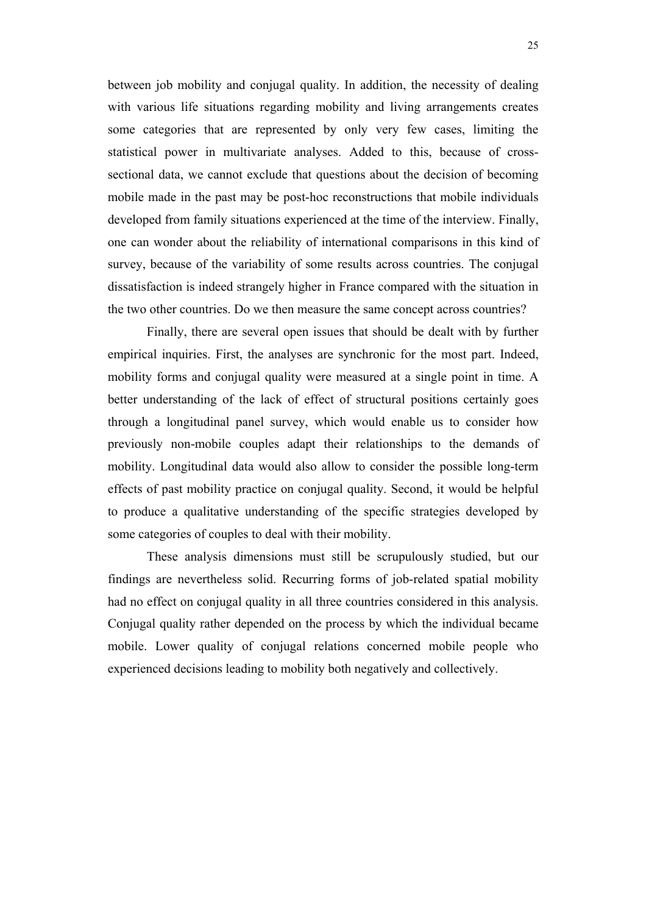between job mobility and conjugal quality. In addition, the necessity of dealing with various life situations regarding mobility and living arrangements creates some categories that are represented by only very few cases, limiting the statistical power in multivariate analyses. Added to this, because of cross-sectional data, we cannot exclude that questions about the decision of becoming mobile made in the past may be post-hoc reconstructions that mobile individuals developed from family situations experienced at the time of the interview. Finally, one can wonder about the reliability of international comparisons in this kind of survey, because of the variability of some results across countries. The conjugal dissatisfaction is indeed strangely higher in France compared with the situation in the two other countries. Do we then measure the same concept across countries?

Finally, there are several open issues that should be dealt with by further empirical inquiries. First, the analyses are synchronic for the most part. Indeed, mobility forms and conjugal quality were measured at a single point in time. A better understanding of the lack of effect of structural positions certainly goes through a longitudinal panel survey, which would enable us to consider how previously non-mobile couples adapt their relationships to the demands of mobility. Longitudinal data would also allow to consider the possible long-term effects of past mobility practice on conjugal quality. Second, it would be helpful to produce a qualitative understanding of the specific strategies developed by some categories of couples to deal with their mobility.

These analysis dimensions must still be scrupulously studied, but our findings are nevertheless solid. Recurring forms of job-related spatial mobility had no effect on conjugal quality in all three countries considered in this analysis. Conjugal quality rather depended on the process by which the individual became mobile. Lower quality of conjugal relations concerned mobile people who experienced decisions leading to mobility both negatively and collectively.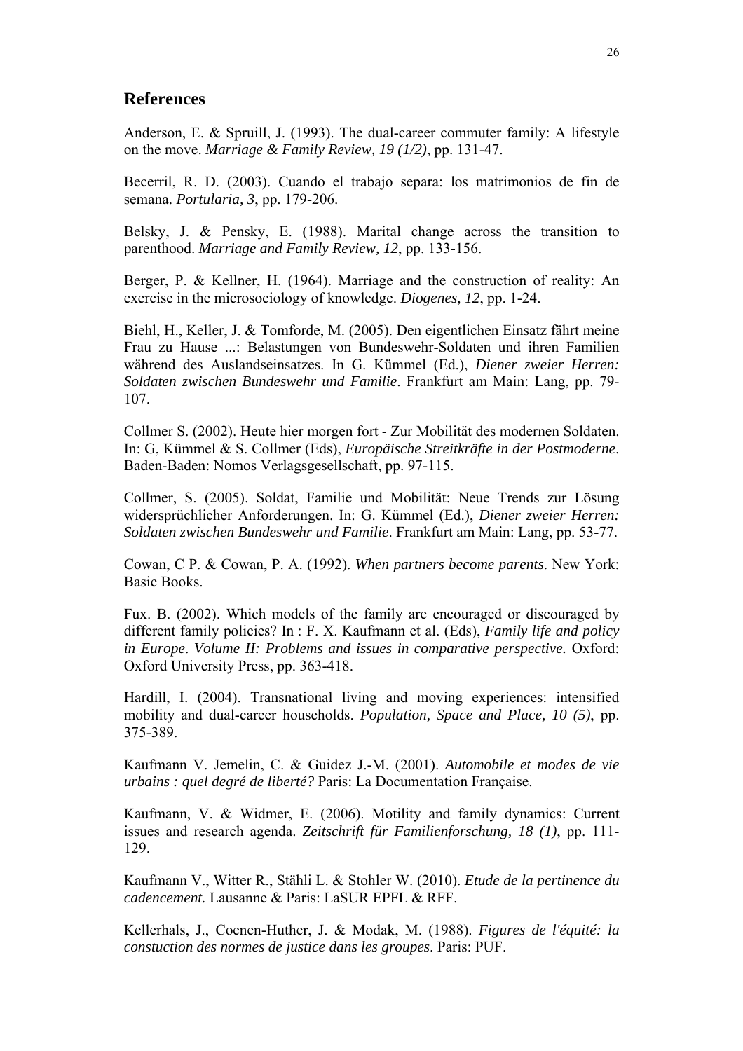## References

Anderson, E. & Spruill, J. (1993). The dual-career commuter family: A lifestyle on the move. *Marriage & Family Review, 19 (1/2)*, pp. 131-47.

Becerril, R. D. (2003). Cuando el trabajo separa: los matrimonios de fin de semana. *Portularia, 3*, pp. 179-206.

Belsky, J. & Pensky, E. (1988). Marital change across the transition to parenthood. *Marriage and Family Review, 12*, pp. 133-156.

Berger, P. & Kellner, H. (1964). Marriage and the construction of reality: An exercise in the microsociology of knowledge. *Diogenes, 12*, pp. 1-24.

Biehl, H., Keller, J. & Tomforde, M. (2005). Den eigentlichen Einsatz fährt meine Frau zu Hause ...: Belastungen von Bundeswehr-Soldaten und ihren Familien während des Auslandseinsatzes. In G. Kümmel (Ed.), *Diener zweier Herren: Soldaten zwischen Bundeswehr und Familie*. Frankfurt am Main: Lang, pp. 79-107.

Collmer S. (2002). Heute hier morgen fort - Zur Mobilität des modernen Soldaten. In: G, Kümmel & S. Collmer (Eds), *Europäische Streitkräfte in der Postmoderne*. Baden-Baden: Nomos Verlagsgesellschaft, pp. 97-115.

Collmer, S. (2005). Soldat, Familie und Mobilität: Neue Trends zur Lösung widersprüchlicher Anforderungen. In: G. Kümmel (Ed.), *Diener zweier Herren: Soldaten zwischen Bundeswehr und Familie*. Frankfurt am Main: Lang, pp. 53-77.

Cowan, C P. & Cowan, P. A. (1992). *When partners become parents*. New York: Basic Books.

Fux. B. (2002). Which models of the family are encouraged or discouraged by different family policies? In : F. X. Kaufmann et al. (Eds), *Family life and policy in Europe*. *Volume II: Problems and issues in comparative perspective.* Oxford: Oxford University Press, pp. 363-418.

Hardill, I. (2004). Transnational living and moving experiences: intensified mobility and dual-career households. *Population, Space and Place, 10 (5)*, pp. 375-389.

Kaufmann V. Jemelin, C. & Guidez J.-M. (2001). *Automobile et modes de vie urbains : quel degré de liberté?* Paris: La Documentation Française.

Kaufmann, V. & Widmer, E. (2006). Motility and family dynamics: Current issues and research agenda. *Zeitschrift für Familienforschung, 18 (1)*, pp. 111-129.

Kaufmann V., Witter R., Stähli L. & Stohler W. (2010). *Etude de la pertinence du cadencement.* Lausanne & Paris: LaSUR EPFL & RFF.

Kellerhals, J., Coenen-Huther, J. & Modak, M. (1988). *Figures de l'équité: la constuction des normes de justice dans les groupes*. Paris: PUF.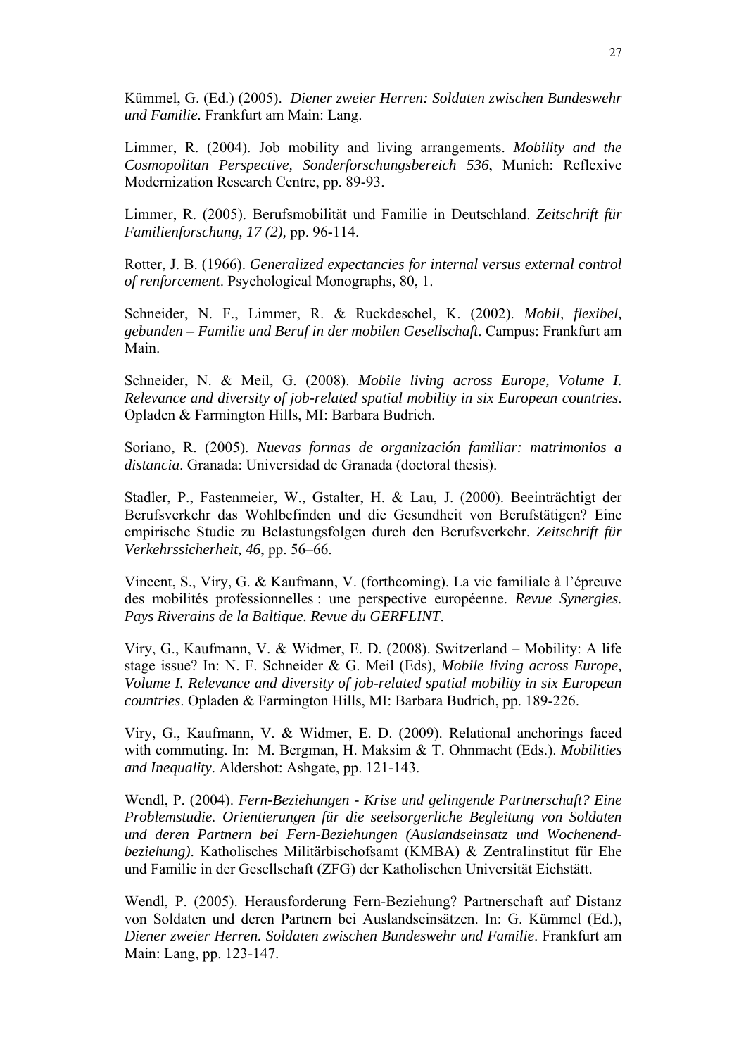Kümmel, G. (Ed.) (2005). *Diener zweier Herren: Soldaten zwischen Bundeswehr und Familie.* Frankfurt am Main: Lang.

Limmer, R. (2004). Job mobility and living arrangements. *Mobility and the Cosmopolitan Perspective, Sonderforschungsbereich 536*, Munich: Reflexive Modernization Research Centre, pp. 89-93.

Limmer, R. (2005). Berufsmobilität und Familie in Deutschland. *Zeitschrift für Familienforschung, 17 (2),* pp. 96-114.

Rotter, J. B. (1966). *Generalized expectancies for internal versus external control of renforcement*. Psychological Monographs, 80, 1.

Schneider, N. F., Limmer, R. & Ruckdeschel, K. (2002). *Mobil, flexibel, gebunden – Familie und Beruf in der mobilen Gesellschaft*. Campus: Frankfurt am Main.

Schneider, N. & Meil, G. (2008). *Mobile living across Europe, Volume I. Relevance and diversity of job-related spatial mobility in six European countries*. Opladen & Farmington Hills, MI: Barbara Budrich.

Soriano, R. (2005). *Nuevas formas de organización familiar: matrimonios a distancia*. Granada: Universidad de Granada (doctoral thesis).

Stadler, P., Fastenmeier, W., Gstalter, H. & Lau, J. (2000). Beeinträchtigt der Berufsverkehr das Wohlbefinden und die Gesundheit von Berufstätigen? Eine empirische Studie zu Belastungsfolgen durch den Berufsverkehr. *Zeitschrift für Verkehrssicherheit, 46*, pp. 56–66.

Vincent, S., Viry, G. & Kaufmann, V. (forthcoming). La vie familiale à l'épreuve des mobilités professionnelles : une perspective européenne. *Revue Synergies. Pays Riverains de la Baltique. Revue du GERFLINT*.

Viry, G., Kaufmann, V. & Widmer, E. D. (2008). Switzerland – Mobility: A life stage issue? In: N. F. Schneider & G. Meil (Eds), *Mobile living across Europe, Volume I. Relevance and diversity of job-related spatial mobility in six European countries*. Opladen & Farmington Hills, MI: Barbara Budrich, pp. 189-226.

Viry, G., Kaufmann, V. & Widmer, E. D. (2009). Relational anchorings faced with commuting. In: M. Bergman, H. Maksim & T. Ohnmacht (Eds.). *Mobilities and Inequality*. Aldershot: Ashgate, pp. 121-143.

Wendl, P. (2004). *Fern-Beziehungen - Krise und gelingende Partnerschaft? Eine Problemstudie. Orientierungen für die seelsorgerliche Begleitung von Soldaten und deren Partnern bei Fern-Beziehungen (Auslandseinsatz und Wochenend-beziehung)*. Katholisches Militärbischofsamt (KMBA) & Zentralinstitut für Ehe und Familie in der Gesellschaft (ZFG) der Katholischen Universität Eichstätt.

Wendl, P. (2005). Herausforderung Fern-Beziehung? Partnerschaft auf Distanz von Soldaten und deren Partnern bei Auslandseinsätzen. In: G. Kümmel (Ed.), *Diener zweier Herren. Soldaten zwischen Bundeswehr und Familie*. Frankfurt am Main: Lang, pp. 123-147.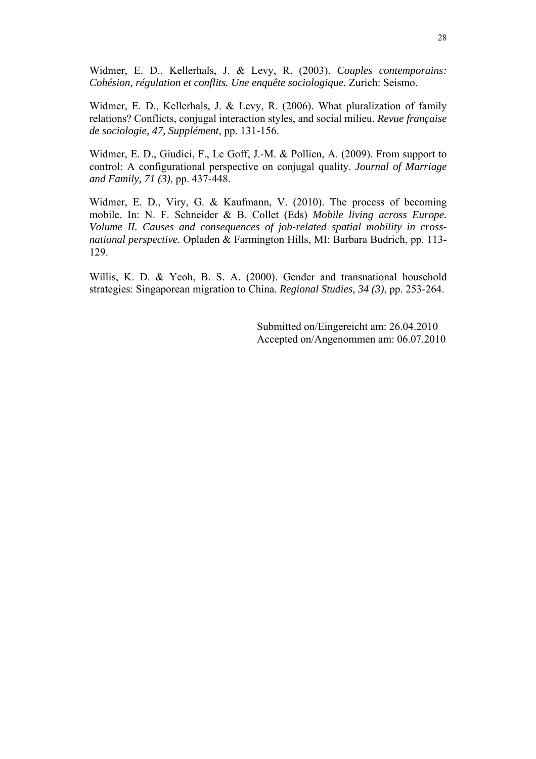Widmer, E. D., Kellerhals, J. & Levy, R. (2003). *Couples contemporains: Cohésion, régulation et conflits. Une enquête sociologique.* Zurich: Seismo.

Widmer, E. D., Kellerhals, J. & Levy, R. (2006). What pluralization of family relations? Conflicts, conjugal interaction styles, and social milieu. *Revue française de sociologie, 47, Supplément*, pp. 131-156.

Widmer, E. D., Giudici, F., Le Goff, J.-M. & Pollien, A. (2009). From support to control: A configurational perspective on conjugal quality. *Journal of Marriage and Family, 71 (3)*, pp. 437-448.

Widmer, E. D., Viry, G. & Kaufmann, V. (2010). The process of becoming mobile. In: N. F. Schneider & B. Collet (Eds) *Mobile living across Europe. Volume II. Causes and consequences of job-related spatial mobility in cross-national perspective.* Opladen & Farmington Hills, MI: Barbara Budrich, pp. 113-129.

Willis, K. D. & Yeoh, B. S. A. (2000). Gender and transnational household strategies: Singaporean migration to China. *Regional Studies, 34 (3)*, pp. 253-264.

Submitted on/Eingereicht am: 26.04.2010
Accepted on/Angenommen am: 06.07.2010